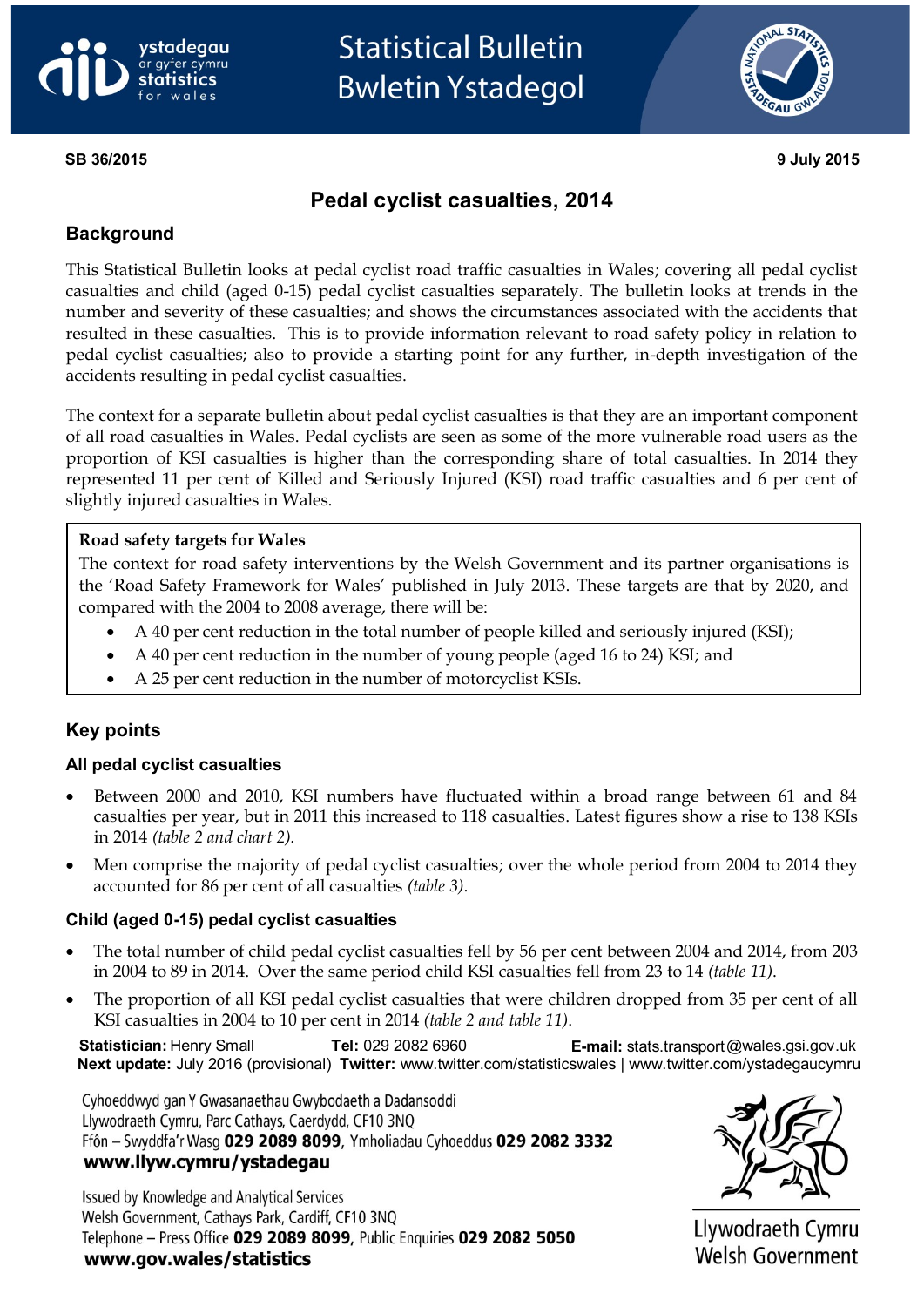Statistical Bulletin
Bwletin Ystadegol

**SB 36/2015** **9 July 2015**

# Pedal cyclist casualties, 2014

## Background

This Statistical Bulletin looks at pedal cyclist road traffic casualties in Wales; covering all pedal cyclist casualties and child (aged 0-15) pedal cyclist casualties separately. The bulletin looks at trends in the number and severity of these casualties; and shows the circumstances associated with the accidents that resulted in these casualties. This is to provide information relevant to road safety policy in relation to pedal cyclist casualties; also to provide a starting point for any further, in-depth investigation of the accidents resulting in pedal cyclist casualties.

The context for a separate bulletin about pedal cyclist casualties is that they are an important component of all road casualties in Wales. Pedal cyclists are seen as some of the more vulnerable road users as the proportion of KSI casualties is higher than the corresponding share of total casualties. In 2014 they represented 11 per cent of Killed and Seriously Injured (KSI) road traffic casualties and 6 per cent of slightly injured casualties in Wales.

> **Road safety targets for Wales**
>
> The context for road safety interventions by the Welsh Government and its partner organisations is the 'Road Safety Framework for Wales' published in July 2013. These targets are that by 2020, and compared with the 2004 to 2008 average, there will be:
>
> - A 40 per cent reduction in the total number of people killed and seriously injured (KSI);
> - A 40 per cent reduction in the number of young people (aged 16 to 24) KSI; and
> - A 25 per cent reduction in the number of motorcyclist KSIs.

## Key points

### All pedal cyclist casualties

- Between 2000 and 2010, KSI numbers have fluctuated within a broad range between 61 and 84 casualties per year, but in 2011 this increased to 118 casualties. Latest figures show a rise to 138 KSIs in 2014 *(table 2 and chart 2).*
- Men comprise the majority of pedal cyclist casualties; over the whole period from 2004 to 2014 they accounted for 86 per cent of all casualties *(table 3)*.

### Child (aged 0-15) pedal cyclist casualties

- The total number of child pedal cyclist casualties fell by 56 per cent between 2004 and 2014, from 203 in 2004 to 89 in 2014. Over the same period child KSI casualties fell from 23 to 14 *(table 11).*
- The proportion of all KSI pedal cyclist casualties that were children dropped from 35 per cent of all KSI casualties in 2004 to 10 per cent in 2014 *(table 2 and table 11)*.

**Statistician:** Henry Small **Tel:** 029 2082 6960 **E-mail:** stats.transport@wales.gsi.gov.uk
**Next update:** July 2016 (provisional) **Twitter:** www.twitter.com/statisticswales | www.twitter.com/ystadegaucymru

Cyhoeddwyd gan Y Gwasanaethau Gwybodaeth a Dadansoddi
Llywodraeth Cymru, Parc Cathays, Caerdydd, CF10 3NQ
Ffôn – Swyddfa'r Wasg **029 2089 8099**, Ymholiadau Cyhoeddus **029 2082 3332**
**www.llyw.cymru/ystadegau**

Issued by Knowledge and Analytical Services
Welsh Government, Cathays Park, Cardiff, CF10 3NQ
Telephone – Press Office **029 2089 8099**, Public Enquiries **029 2082 5050**
**www.gov.wales/statistics**

Llywodraeth Cymru
Welsh Government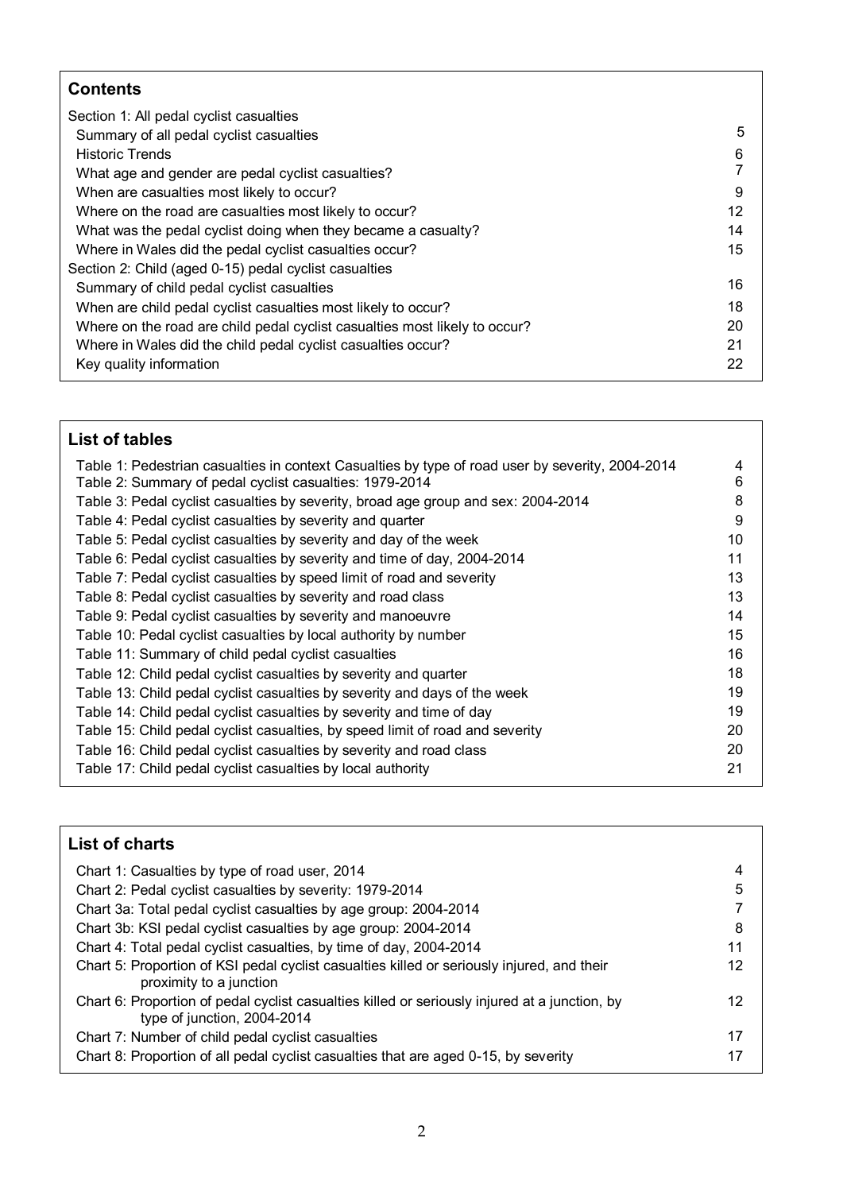## Contents

| | |
|---|---|
| Section 1: All pedal cyclist casualties | |
| Summary of all pedal cyclist casualties | 5 |
| Historic Trends | 6 |
| What age and gender are pedal cyclist casualties? | 7 |
| When are casualties most likely to occur? | 9 |
| Where on the road are casualties most likely to occur? | 12 |
| What was the pedal cyclist doing when they became a casualty? | 14 |
| Where in Wales did the pedal cyclist casualties occur? | 15 |
| Section 2: Child (aged 0-15) pedal cyclist casualties | |
| Summary of child pedal cyclist casualties | 16 |
| When are child pedal cyclist casualties most likely to occur? | 18 |
| Where on the road are child pedal cyclist casualties most likely to occur? | 20 |
| Where in Wales did the child pedal cyclist casualties occur? | 21 |
| Key quality information | 22 |

## List of tables

| | |
|---|---|
| Table 1: Pedestrian casualties in context Casualties by type of road user by severity, 2004-2014 | 4 |
| Table 2: Summary of pedal cyclist casualties: 1979-2014 | 6 |
| Table 3: Pedal cyclist casualties by severity, broad age group and sex: 2004-2014 | 8 |
| Table 4: Pedal cyclist casualties by severity and quarter | 9 |
| Table 5: Pedal cyclist casualties by severity and day of the week | 10 |
| Table 6: Pedal cyclist casualties by severity and time of day, 2004-2014 | 11 |
| Table 7: Pedal cyclist casualties by speed limit of road and severity | 13 |
| Table 8: Pedal cyclist casualties by severity and road class | 13 |
| Table 9: Pedal cyclist casualties by severity and manoeuvre | 14 |
| Table 10: Pedal cyclist casualties by local authority by number | 15 |
| Table 11: Summary of child pedal cyclist casualties | 16 |
| Table 12: Child pedal cyclist casualties by severity and quarter | 18 |
| Table 13: Child pedal cyclist casualties by severity and days of the week | 19 |
| Table 14: Child pedal cyclist casualties by severity and time of day | 19 |
| Table 15: Child pedal cyclist casualties, by speed limit of road and severity | 20 |
| Table 16: Child pedal cyclist casualties by severity and road class | 20 |
| Table 17: Child pedal cyclist casualties by local authority | 21 |

## List of charts

| | |
|---|---|
| Chart 1: Casualties by type of road user, 2014 | 4 |
| Chart 2: Pedal cyclist casualties by severity: 1979-2014 | 5 |
| Chart 3a: Total pedal cyclist casualties by age group: 2004-2014 | 7 |
| Chart 3b: KSI pedal cyclist casualties by age group: 2004-2014 | 8 |
| Chart 4: Total pedal cyclist casualties, by time of day, 2004-2014 | 11 |
| Chart 5: Proportion of KSI pedal cyclist casualties killed or seriously injured, and their proximity to a junction | 12 |
| Chart 6: Proportion of pedal cyclist casualties killed or seriously injured at a junction, by type of junction, 2004-2014 | 12 |
| Chart 7: Number of child pedal cyclist casualties | 17 |
| Chart 8: Proportion of all pedal cyclist casualties that are aged 0-15, by severity | 17 |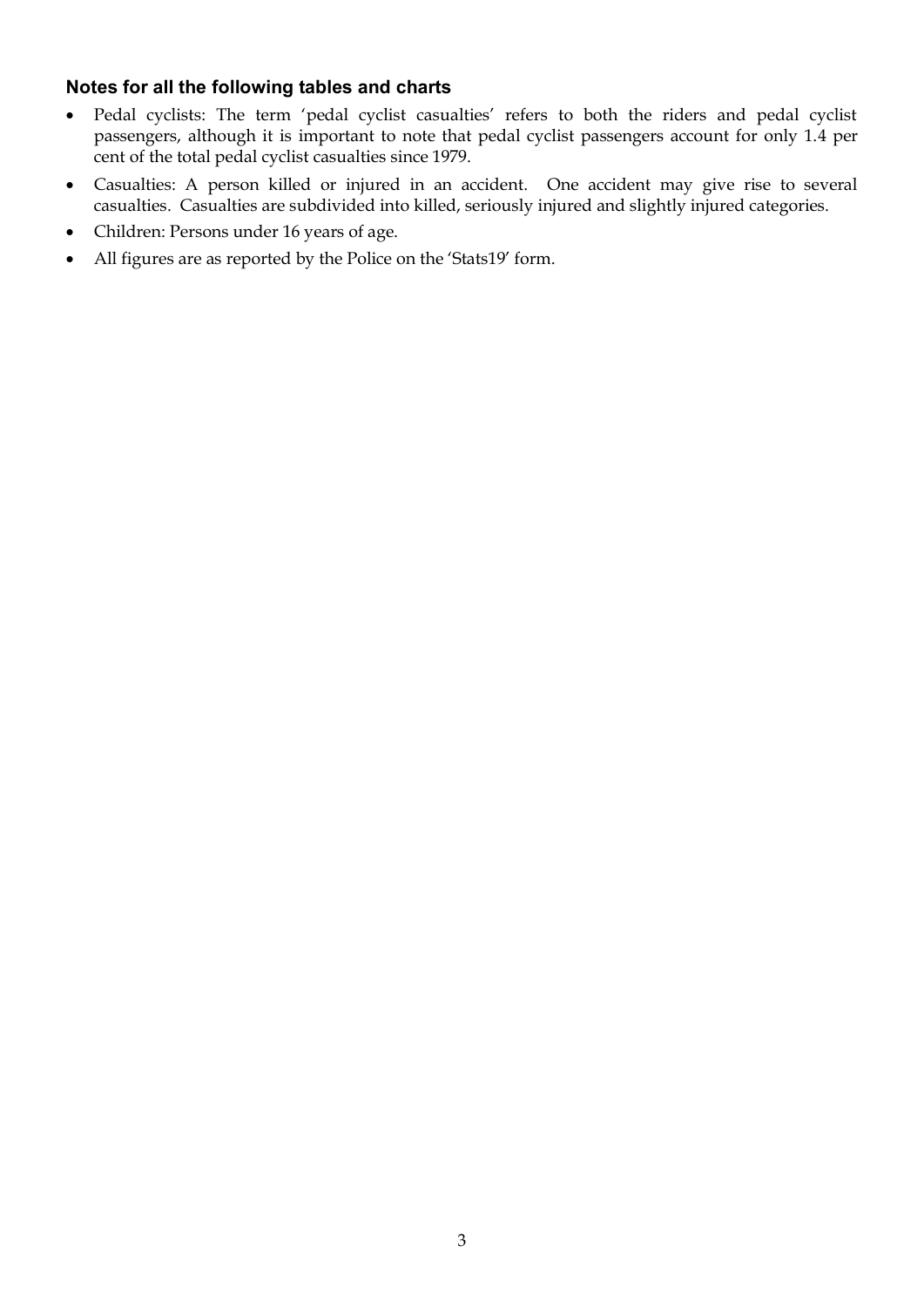### Notes for all the following tables and charts

- Pedal cyclists: The term 'pedal cyclist casualties' refers to both the riders and pedal cyclist passengers, although it is important to note that pedal cyclist passengers account for only 1.4 per cent of the total pedal cyclist casualties since 1979.
- Casualties: A person killed or injured in an accident. One accident may give rise to several casualties. Casualties are subdivided into killed, seriously injured and slightly injured categories.
- Children: Persons under 16 years of age.
- All figures are as reported by the Police on the 'Stats19' form.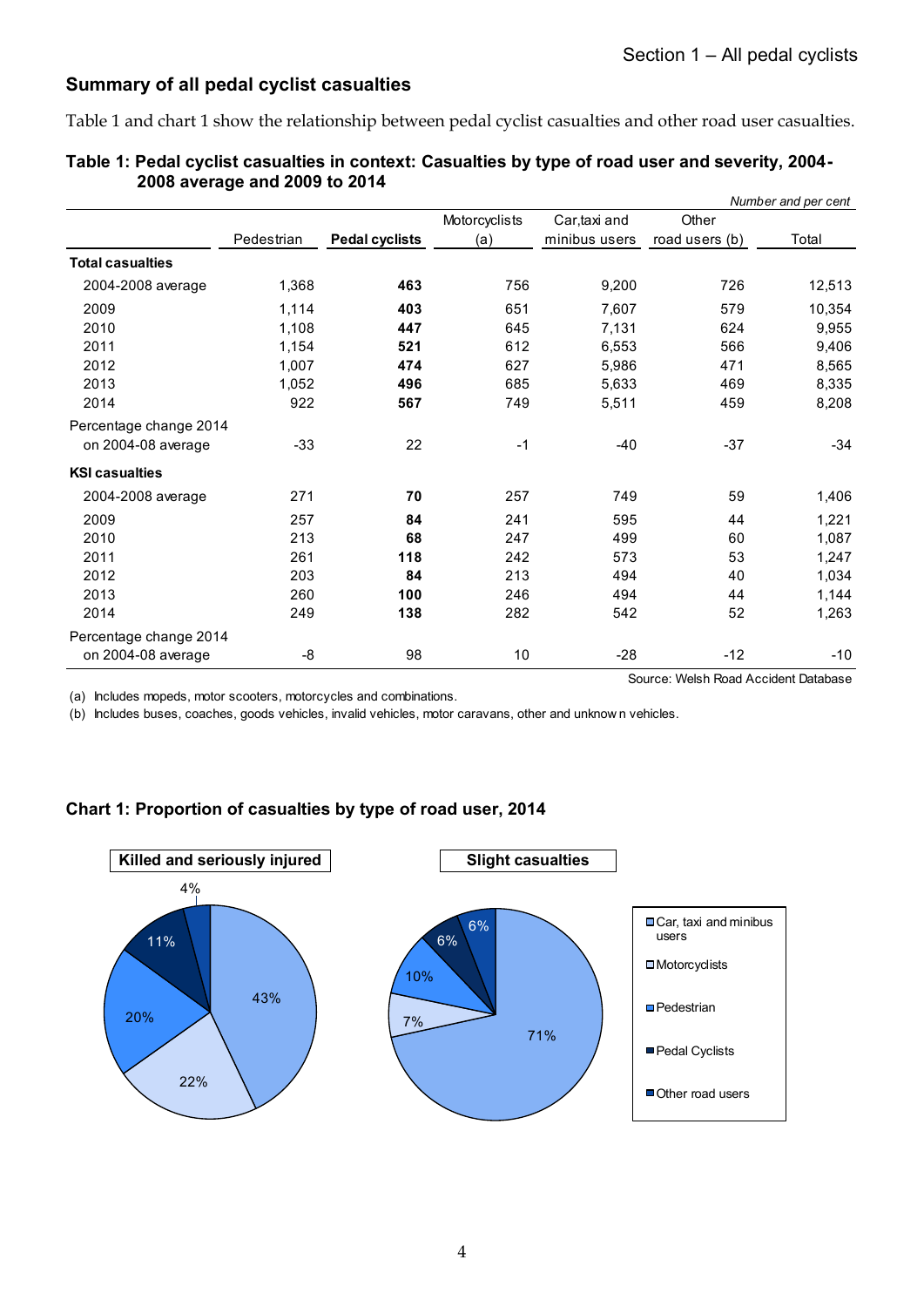## Summary of all pedal cyclist casualties

Table 1 and chart 1 show the relationship between pedal cyclist casualties and other road user casualties.

**Table 1: Pedal cyclist casualties in context: Casualties by type of road user and severity, 2004-2008 average and 2009 to 2014**

*Number and per cent*

| | Pedestrian | **Pedal cyclists** | Motorcyclists (a) | Car, taxi and minibus users | Other road users (b) | Total |
|---|---|---|---|---|---|---|
| **Total casualties** | | | | | | |
| 2004-2008 average | 1,368 | **463** | 756 | 9,200 | 726 | 12,513 |
| 2009 | 1,114 | **403** | 651 | 7,607 | 579 | 10,354 |
| 2010 | 1,108 | **447** | 645 | 7,131 | 624 | 9,955 |
| 2011 | 1,154 | **521** | 612 | 6,553 | 566 | 9,406 |
| 2012 | 1,007 | **474** | 627 | 5,986 | 471 | 8,565 |
| 2013 | 1,052 | **496** | 685 | 5,633 | 469 | 8,335 |
| 2014 | 922 | **567** | 749 | 5,511 | 459 | 8,208 |
| Percentage change 2014 on 2004-08 average | -33 | 22 | -1 | -40 | -37 | -34 |
| **KSI casualties** | | | | | | |
| 2004-2008 average | 271 | **70** | 257 | 749 | 59 | 1,406 |
| 2009 | 257 | **84** | 241 | 595 | 44 | 1,221 |
| 2010 | 213 | **68** | 247 | 499 | 60 | 1,087 |
| 2011 | 261 | **118** | 242 | 573 | 53 | 1,247 |
| 2012 | 203 | **84** | 213 | 494 | 40 | 1,034 |
| 2013 | 260 | **100** | 246 | 494 | 44 | 1,144 |
| 2014 | 249 | **138** | 282 | 542 | 52 | 1,263 |
| Percentage change 2014 on 2004-08 average | -8 | 98 | 10 | -28 | -12 | -10 |

Source: Welsh Road Accident Database

(a) Includes mopeds, motor scooters, motorcycles and combinations.
(b) Includes buses, coaches, goods vehicles, invalid vehicles, motor caravans, other and unknown vehicles.

**Chart 1: Proportion of casualties by type of road user, 2014**

| | Killed and seriously injured | Slight casualties |
|---|---|---|
| Car, taxi and minibus users | 43% | 71% |
| Motorcyclists | 22% | 7% |
| Pedestrian | 20% | 10% |
| Pedal Cyclists | 11% | 6% |
| Other road users | 4% | 6% |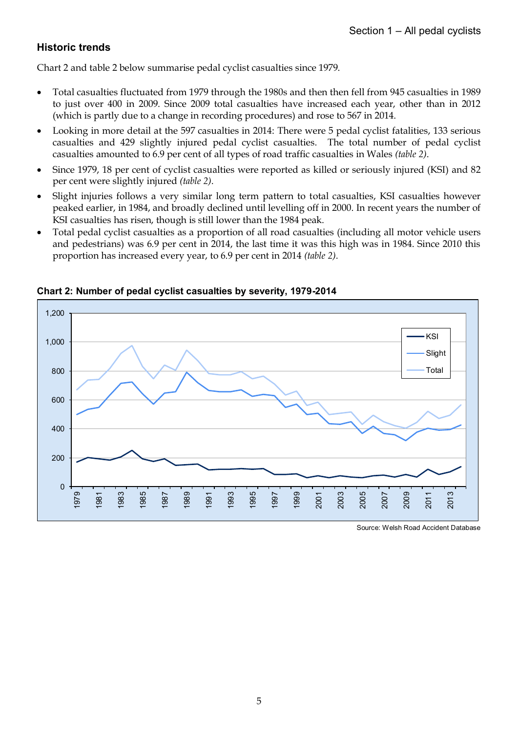## Historic trends

Chart 2 and table 2 below summarise pedal cyclist casualties since 1979.

- Total casualties fluctuated from 1979 through the 1980s and then then fell from 945 casualties in 1989 to just over 400 in 2009. Since 2009 total casualties have increased each year, other than in 2012 (which is partly due to a change in recording procedures) and rose to 567 in 2014.
- Looking in more detail at the 597 casualties in 2014: There were 5 pedal cyclist fatalities, 133 serious casualties and 429 slightly injured pedal cyclist casualties. The total number of pedal cyclist casualties amounted to 6.9 per cent of all types of road traffic casualties in Wales *(table 2)*.
- Since 1979, 18 per cent of cyclist casualties were reported as killed or seriously injured (KSI) and 82 per cent were slightly injured *(table 2)*.
- Slight injuries follows a very similar long term pattern to total casualties, KSI casualties however peaked earlier, in 1984, and broadly declined until levelling off in 2000. In recent years the number of KSI casualties has risen, though is still lower than the 1984 peak.
- Total pedal cyclist casualties as a proportion of all road casualties (including all motor vehicle users and pedestrians) was 6.9 per cent in 2014, the last time it was this high was in 1984. Since 2010 this proportion has increased every year, to 6.9 per cent in 2014 *(table 2)*.

**Chart 2: Number of pedal cyclist casualties by severity, 1979-2014**

Source: Welsh Road Accident Database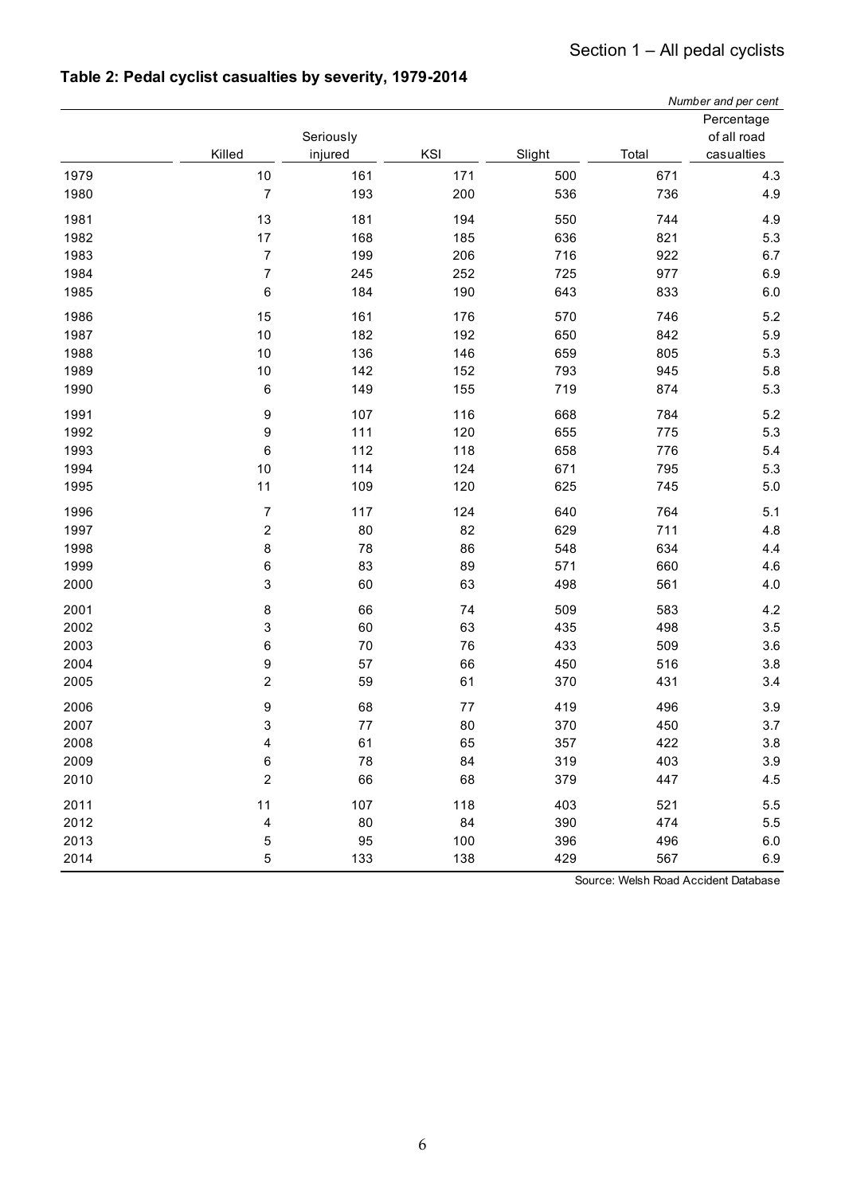## Table 2: Pedal cyclist casualties by severity, 1979-2014

*Number and per cent*

| | Killed | Seriously injured | KSI | Slight | Total | Percentage of all road casualties |
|---|---|---|---|---|---|---|
| 1979 | 10 | 161 | 171 | 500 | 671 | 4.3 |
| 1980 | 7 | 193 | 200 | 536 | 736 | 4.9 |
| 1981 | 13 | 181 | 194 | 550 | 744 | 4.9 |
| 1982 | 17 | 168 | 185 | 636 | 821 | 5.3 |
| 1983 | 7 | 199 | 206 | 716 | 922 | 6.7 |
| 1984 | 7 | 245 | 252 | 725 | 977 | 6.9 |
| 1985 | 6 | 184 | 190 | 643 | 833 | 6.0 |
| 1986 | 15 | 161 | 176 | 570 | 746 | 5.2 |
| 1987 | 10 | 182 | 192 | 650 | 842 | 5.9 |
| 1988 | 10 | 136 | 146 | 659 | 805 | 5.3 |
| 1989 | 10 | 142 | 152 | 793 | 945 | 5.8 |
| 1990 | 6 | 149 | 155 | 719 | 874 | 5.3 |
| 1991 | 9 | 107 | 116 | 668 | 784 | 5.2 |
| 1992 | 9 | 111 | 120 | 655 | 775 | 5.3 |
| 1993 | 6 | 112 | 118 | 658 | 776 | 5.4 |
| 1994 | 10 | 114 | 124 | 671 | 795 | 5.3 |
| 1995 | 11 | 109 | 120 | 625 | 745 | 5.0 |
| 1996 | 7 | 117 | 124 | 640 | 764 | 5.1 |
| 1997 | 2 | 80 | 82 | 629 | 711 | 4.8 |
| 1998 | 8 | 78 | 86 | 548 | 634 | 4.4 |
| 1999 | 6 | 83 | 89 | 571 | 660 | 4.6 |
| 2000 | 3 | 60 | 63 | 498 | 561 | 4.0 |
| 2001 | 8 | 66 | 74 | 509 | 583 | 4.2 |
| 2002 | 3 | 60 | 63 | 435 | 498 | 3.5 |
| 2003 | 6 | 70 | 76 | 433 | 509 | 3.6 |
| 2004 | 9 | 57 | 66 | 450 | 516 | 3.8 |
| 2005 | 2 | 59 | 61 | 370 | 431 | 3.4 |
| 2006 | 9 | 68 | 77 | 419 | 496 | 3.9 |
| 2007 | 3 | 77 | 80 | 370 | 450 | 3.7 |
| 2008 | 4 | 61 | 65 | 357 | 422 | 3.8 |
| 2009 | 6 | 78 | 84 | 319 | 403 | 3.9 |
| 2010 | 2 | 66 | 68 | 379 | 447 | 4.5 |
| 2011 | 11 | 107 | 118 | 403 | 521 | 5.5 |
| 2012 | 4 | 80 | 84 | 390 | 474 | 5.5 |
| 2013 | 5 | 95 | 100 | 396 | 496 | 6.0 |
| 2014 | 5 | 133 | 138 | 429 | 567 | 6.9 |

Source: Welsh Road Accident Database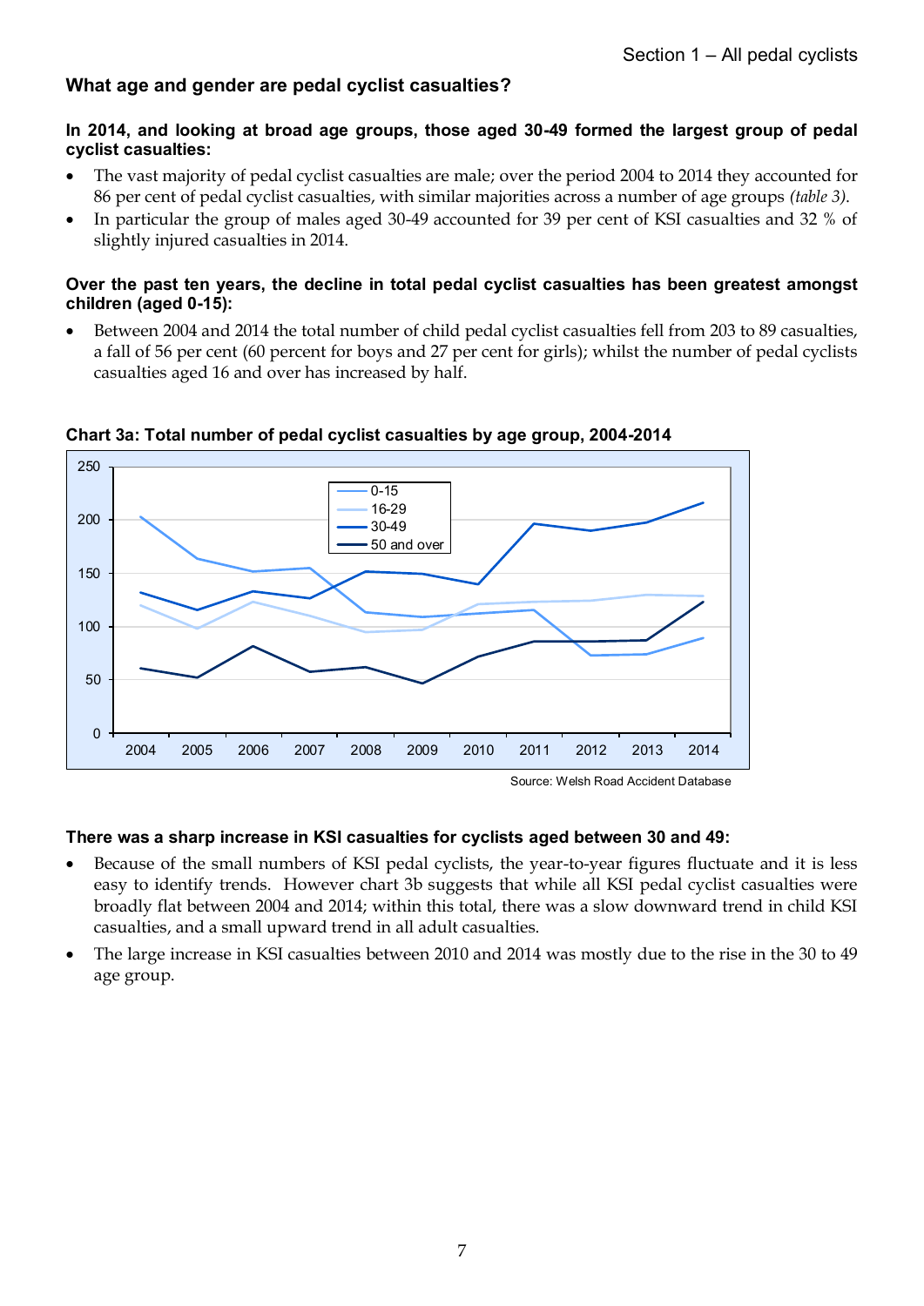## What age and gender are pedal cyclist casualties?

**In 2014, and looking at broad age groups, those aged 30-49 formed the largest group of pedal cyclist casualties:**

- The vast majority of pedal cyclist casualties are male; over the period 2004 to 2014 they accounted for 86 per cent of pedal cyclist casualties, with similar majorities across a number of age groups *(table 3)*.
- In particular the group of males aged 30-49 accounted for 39 per cent of KSI casualties and 32 % of slightly injured casualties in 2014.

**Over the past ten years, the decline in total pedal cyclist casualties has been greatest amongst children (aged 0-15):**

- Between 2004 and 2014 the total number of child pedal cyclist casualties fell from 203 to 89 casualties, a fall of 56 per cent (60 percent for boys and 27 per cent for girls); whilst the number of pedal cyclists casualties aged 16 and over has increased by half.

**Chart 3a: Total number of pedal cyclist casualties by age group, 2004-2014**

Source: Welsh Road Accident Database

**There was a sharp increase in KSI casualties for cyclists aged between 30 and 49:**

- Because of the small numbers of KSI pedal cyclists, the year-to-year figures fluctuate and it is less easy to identify trends. However chart 3b suggests that while all KSI pedal cyclist casualties were broadly flat between 2004 and 2014; within this total, there was a slow downward trend in child KSI casualties, and a small upward trend in all adult casualties.
- The large increase in KSI casualties between 2010 and 2014 was mostly due to the rise in the 30 to 49 age group.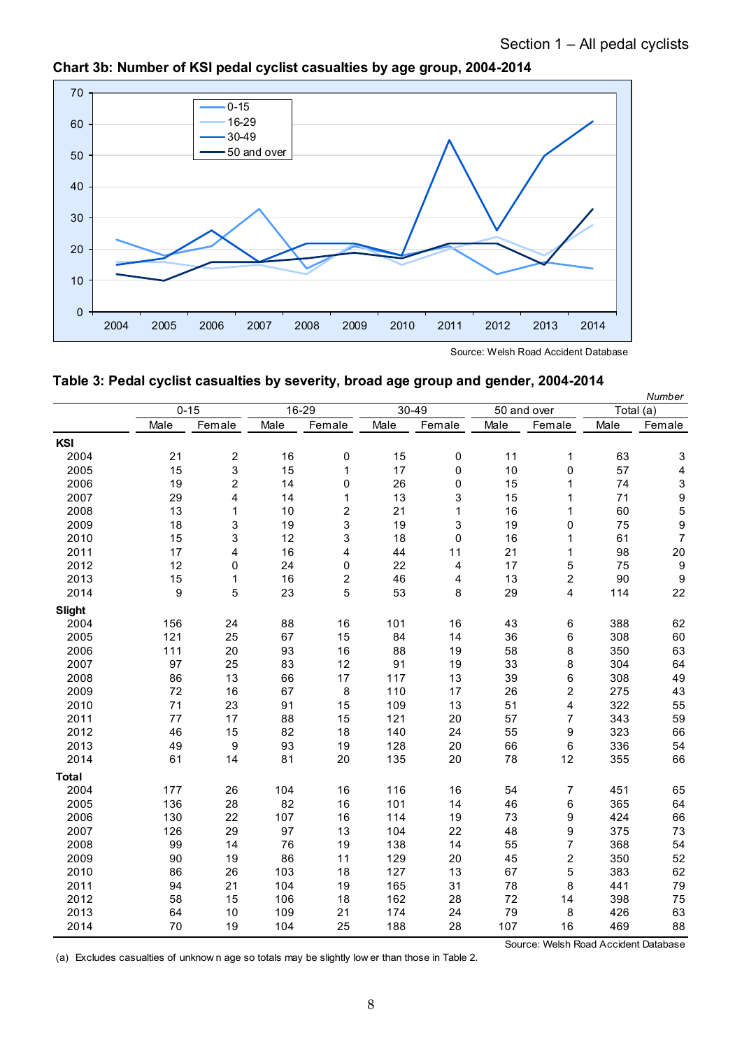## Chart 3b: Number of KSI pedal cyclist casualties by age group, 2004-2014

Source: Welsh Road Accident Database

## Table 3: Pedal cyclist casualties by severity, broad age group and gender, 2004-2014

*Number*

| | 0-15 | | 16-29 | | 30-49 | | 50 and over | | Total (a) | |
|---|---|---|---|---|---|---|---|---|---|---|
| | Male | Female | Male | Female | Male | Female | Male | Female | Male | Female |
| **KSI** | | | | | | | | | | |
| 2004 | 21 | 2 | 16 | 0 | 15 | 0 | 11 | 1 | 63 | 3 |
| 2005 | 15 | 3 | 15 | 1 | 17 | 0 | 10 | 0 | 57 | 4 |
| 2006 | 19 | 2 | 14 | 0 | 26 | 0 | 15 | 1 | 74 | 3 |
| 2007 | 29 | 4 | 14 | 1 | 13 | 3 | 15 | 1 | 71 | 9 |
| 2008 | 13 | 1 | 10 | 2 | 21 | 1 | 16 | 1 | 60 | 5 |
| 2009 | 18 | 3 | 19 | 3 | 19 | 3 | 19 | 0 | 75 | 9 |
| 2010 | 15 | 3 | 12 | 3 | 18 | 0 | 16 | 1 | 61 | 7 |
| 2011 | 17 | 4 | 16 | 4 | 44 | 11 | 21 | 1 | 98 | 20 |
| 2012 | 12 | 0 | 24 | 0 | 22 | 4 | 17 | 5 | 75 | 9 |
| 2013 | 15 | 1 | 16 | 2 | 46 | 4 | 13 | 2 | 90 | 9 |
| 2014 | 9 | 5 | 23 | 5 | 53 | 8 | 29 | 4 | 114 | 22 |
| **Slight** | | | | | | | | | | |
| 2004 | 156 | 24 | 88 | 16 | 101 | 16 | 43 | 6 | 388 | 62 |
| 2005 | 121 | 25 | 67 | 15 | 84 | 14 | 36 | 6 | 308 | 60 |
| 2006 | 111 | 20 | 93 | 16 | 88 | 19 | 58 | 8 | 350 | 63 |
| 2007 | 97 | 25 | 83 | 12 | 91 | 19 | 33 | 8 | 304 | 64 |
| 2008 | 86 | 13 | 66 | 17 | 117 | 13 | 39 | 6 | 308 | 49 |
| 2009 | 72 | 16 | 67 | 8 | 110 | 17 | 26 | 2 | 275 | 43 |
| 2010 | 71 | 23 | 91 | 15 | 109 | 13 | 51 | 4 | 322 | 55 |
| 2011 | 77 | 17 | 88 | 15 | 121 | 20 | 57 | 7 | 343 | 59 |
| 2012 | 46 | 15 | 82 | 18 | 140 | 24 | 55 | 9 | 323 | 66 |
| 2013 | 49 | 9 | 93 | 19 | 128 | 20 | 66 | 6 | 336 | 54 |
| 2014 | 61 | 14 | 81 | 20 | 135 | 20 | 78 | 12 | 355 | 66 |
| **Total** | | | | | | | | | | |
| 2004 | 177 | 26 | 104 | 16 | 116 | 16 | 54 | 7 | 451 | 65 |
| 2005 | 136 | 28 | 82 | 16 | 101 | 14 | 46 | 6 | 365 | 64 |
| 2006 | 130 | 22 | 107 | 16 | 114 | 19 | 73 | 9 | 424 | 66 |
| 2007 | 126 | 29 | 97 | 13 | 104 | 22 | 48 | 9 | 375 | 73 |
| 2008 | 99 | 14 | 76 | 19 | 138 | 14 | 55 | 7 | 368 | 54 |
| 2009 | 90 | 19 | 86 | 11 | 129 | 20 | 45 | 2 | 350 | 52 |
| 2010 | 86 | 26 | 103 | 18 | 127 | 13 | 67 | 5 | 383 | 62 |
| 2011 | 94 | 21 | 104 | 19 | 165 | 31 | 78 | 8 | 441 | 79 |
| 2012 | 58 | 15 | 106 | 18 | 162 | 28 | 72 | 14 | 398 | 75 |
| 2013 | 64 | 10 | 109 | 21 | 174 | 24 | 79 | 8 | 426 | 63 |
| 2014 | 70 | 19 | 104 | 25 | 188 | 28 | 107 | 16 | 469 | 88 |

Source: Welsh Road Accident Database

(a) Excludes casualties of unknown age so totals may be slightly lower than those in Table 2.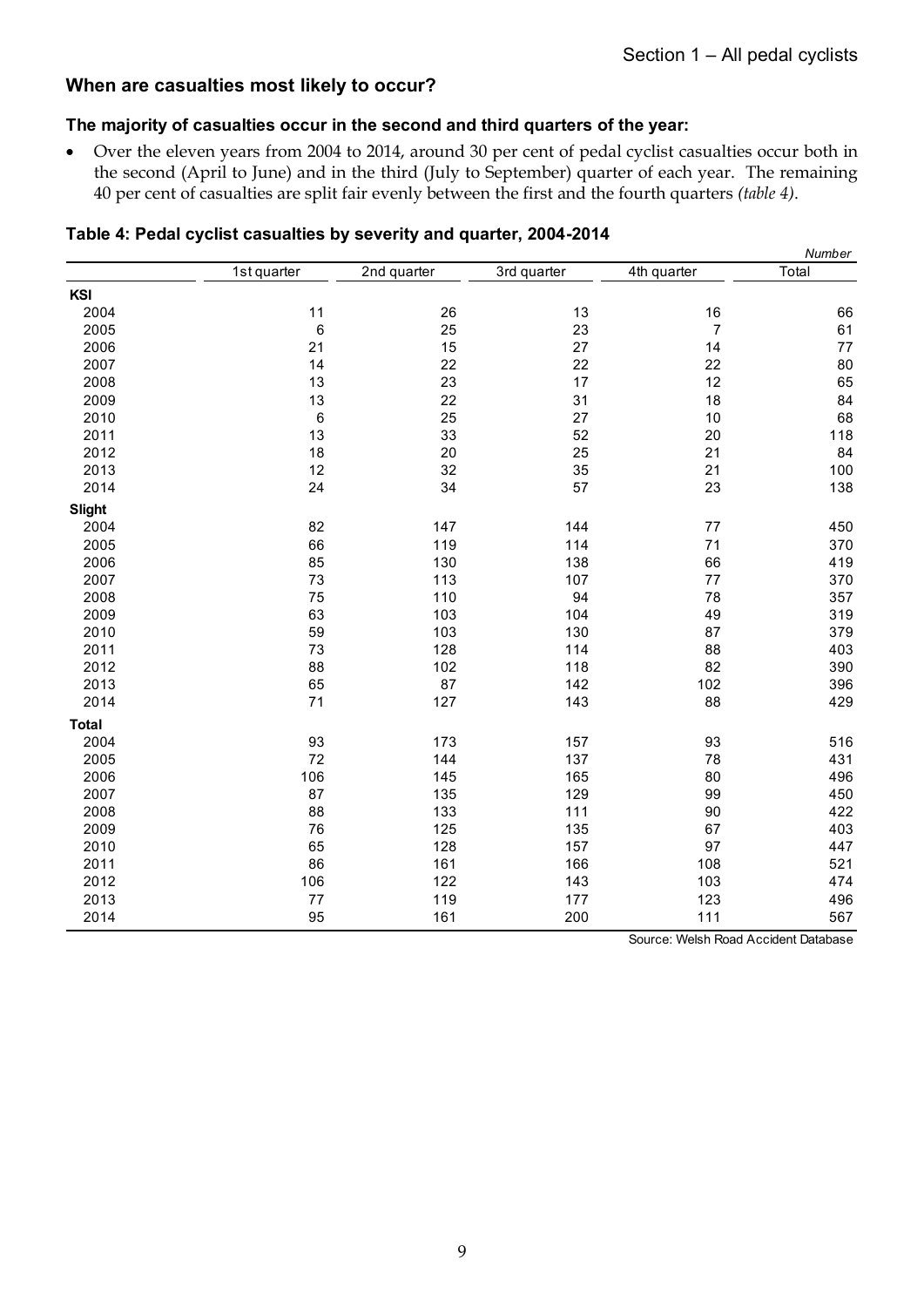## When are casualties most likely to occur?

### The majority of casualties occur in the second and third quarters of the year:

- Over the eleven years from 2004 to 2014, around 30 per cent of pedal cyclist casualties occur both in the second (April to June) and in the third (July to September) quarter of each year. The remaining 40 per cent of casualties are split fair evenly between the first and the fourth quarters *(table 4)*.

**Table 4: Pedal cyclist casualties by severity and quarter, 2004-2014**

*Number*

| | 1st quarter | 2nd quarter | 3rd quarter | 4th quarter | Total |
|---|---|---|---|---|---|
| **KSI** | | | | | |
| 2004 | 11 | 26 | 13 | 16 | 66 |
| 2005 | 6 | 25 | 23 | 7 | 61 |
| 2006 | 21 | 15 | 27 | 14 | 77 |
| 2007 | 14 | 22 | 22 | 22 | 80 |
| 2008 | 13 | 23 | 17 | 12 | 65 |
| 2009 | 13 | 22 | 31 | 18 | 84 |
| 2010 | 6 | 25 | 27 | 10 | 68 |
| 2011 | 13 | 33 | 52 | 20 | 118 |
| 2012 | 18 | 20 | 25 | 21 | 84 |
| 2013 | 12 | 32 | 35 | 21 | 100 |
| 2014 | 24 | 34 | 57 | 23 | 138 |
| **Slight** | | | | | |
| 2004 | 82 | 147 | 144 | 77 | 450 |
| 2005 | 66 | 119 | 114 | 71 | 370 |
| 2006 | 85 | 130 | 138 | 66 | 419 |
| 2007 | 73 | 113 | 107 | 77 | 370 |
| 2008 | 75 | 110 | 94 | 78 | 357 |
| 2009 | 63 | 103 | 104 | 49 | 319 |
| 2010 | 59 | 103 | 130 | 87 | 379 |
| 2011 | 73 | 128 | 114 | 88 | 403 |
| 2012 | 88 | 102 | 118 | 82 | 390 |
| 2013 | 65 | 87 | 142 | 102 | 396 |
| 2014 | 71 | 127 | 143 | 88 | 429 |
| **Total** | | | | | |
| 2004 | 93 | 173 | 157 | 93 | 516 |
| 2005 | 72 | 144 | 137 | 78 | 431 |
| 2006 | 106 | 145 | 165 | 80 | 496 |
| 2007 | 87 | 135 | 129 | 99 | 450 |
| 2008 | 88 | 133 | 111 | 90 | 422 |
| 2009 | 76 | 125 | 135 | 67 | 403 |
| 2010 | 65 | 128 | 157 | 97 | 447 |
| 2011 | 86 | 161 | 166 | 108 | 521 |
| 2012 | 106 | 122 | 143 | 103 | 474 |
| 2013 | 77 | 119 | 177 | 123 | 496 |
| 2014 | 95 | 161 | 200 | 111 | 567 |

Source: Welsh Road Accident Database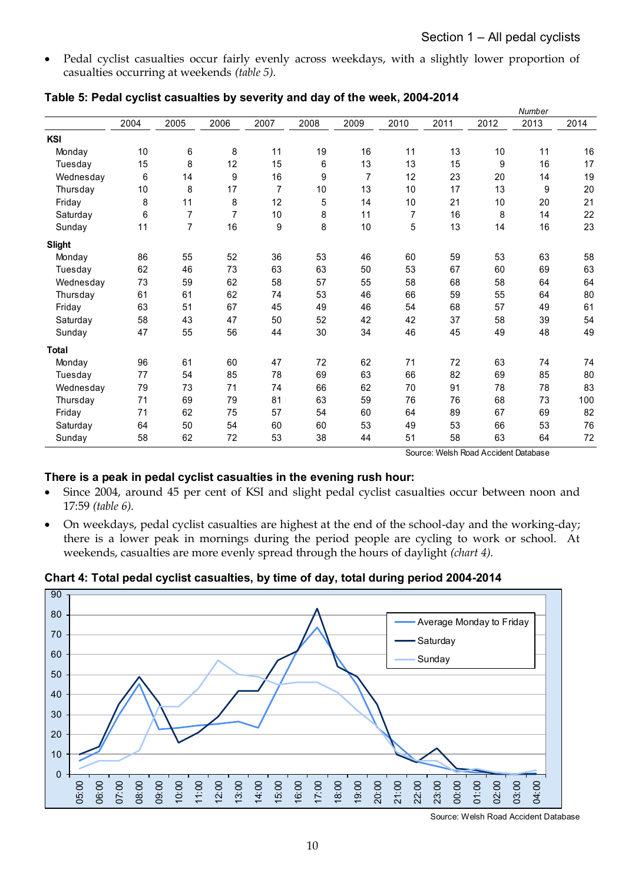- Pedal cyclist casualties occur fairly evenly across weekdays, with a slightly lower proportion of casualties occurring at weekends *(table 5)*.

**Table 5: Pedal cyclist casualties by severity and day of the week, 2004-2014**

*Number*

| | 2004 | 2005 | 2006 | 2007 | 2008 | 2009 | 2010 | 2011 | 2012 | 2013 | 2014 |
|---|---|---|---|---|---|---|---|---|---|---|---|
| **KSI** | | | | | | | | | | | |
| Monday | 10 | 6 | 8 | 11 | 19 | 16 | 11 | 13 | 10 | 11 | 16 |
| Tuesday | 15 | 8 | 12 | 15 | 6 | 13 | 13 | 15 | 9 | 16 | 17 |
| Wednesday | 6 | 14 | 9 | 16 | 9 | 7 | 12 | 23 | 20 | 14 | 19 |
| Thursday | 10 | 8 | 17 | 7 | 10 | 13 | 10 | 17 | 13 | 9 | 20 |
| Friday | 8 | 11 | 8 | 12 | 5 | 14 | 10 | 21 | 10 | 20 | 21 |
| Saturday | 6 | 7 | 7 | 10 | 8 | 11 | 7 | 16 | 8 | 14 | 22 |
| Sunday | 11 | 7 | 16 | 9 | 8 | 10 | 5 | 13 | 14 | 16 | 23 |
| **Slight** | | | | | | | | | | | |
| Monday | 86 | 55 | 52 | 36 | 53 | 46 | 60 | 59 | 53 | 63 | 58 |
| Tuesday | 62 | 46 | 73 | 63 | 63 | 50 | 53 | 67 | 60 | 69 | 63 |
| Wednesday | 73 | 59 | 62 | 58 | 57 | 55 | 58 | 68 | 58 | 64 | 64 |
| Thursday | 61 | 61 | 62 | 74 | 53 | 46 | 66 | 59 | 55 | 64 | 80 |
| Friday | 63 | 51 | 67 | 45 | 49 | 46 | 54 | 68 | 57 | 49 | 61 |
| Saturday | 58 | 43 | 47 | 50 | 52 | 42 | 42 | 37 | 58 | 39 | 54 |
| Sunday | 47 | 55 | 56 | 44 | 30 | 34 | 46 | 45 | 49 | 48 | 49 |
| **Total** | | | | | | | | | | | |
| Monday | 96 | 61 | 60 | 47 | 72 | 62 | 71 | 72 | 63 | 74 | 74 |
| Tuesday | 77 | 54 | 85 | 78 | 69 | 63 | 66 | 82 | 69 | 85 | 80 |
| Wednesday | 79 | 73 | 71 | 74 | 66 | 62 | 70 | 91 | 78 | 78 | 83 |
| Thursday | 71 | 69 | 79 | 81 | 63 | 59 | 76 | 76 | 68 | 73 | 100 |
| Friday | 71 | 62 | 75 | 57 | 54 | 60 | 64 | 89 | 67 | 69 | 82 |
| Saturday | 64 | 50 | 54 | 60 | 60 | 53 | 49 | 53 | 66 | 53 | 76 |
| Sunday | 58 | 62 | 72 | 53 | 38 | 44 | 51 | 58 | 63 | 64 | 72 |

Source: Welsh Road Accident Database

**There is a peak in pedal cyclist casualties in the evening rush hour:**

- Since 2004, around 45 per cent of KSI and slight pedal cyclist casualties occur between noon and 17:59 *(table 6)*.
- On weekdays, pedal cyclist casualties are highest at the end of the school-day and the working-day; there is a lower peak in mornings during the period people are cycling to work or school. At weekends, casualties are more evenly spread through the hours of daylight *(chart 4)*.

**Chart 4: Total pedal cyclist casualties, by time of day, total during period 2004-2014**

Source: Welsh Road Accident Database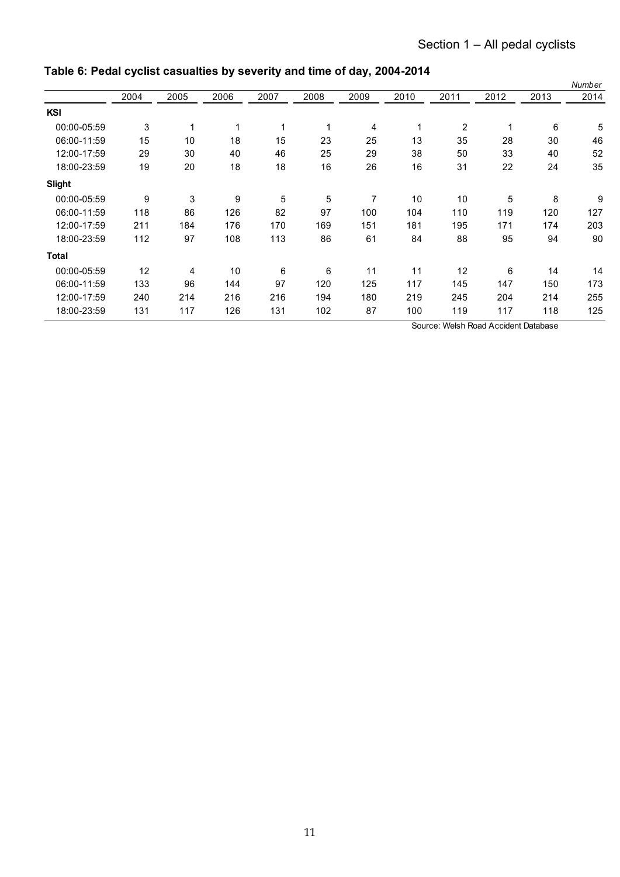Section 1 – All pedal cyclists

**Table 6: Pedal cyclist casualties by severity and time of day, 2004-2014**

*Number*

| | 2004 | 2005 | 2006 | 2007 | 2008 | 2009 | 2010 | 2011 | 2012 | 2013 | 2014 |
|---|---|---|---|---|---|---|---|---|---|---|---|
| **KSI** | | | | | | | | | | | |
| 00:00-05:59 | 3 | 1 | 1 | 1 | 1 | 4 | 1 | 2 | 1 | 6 | 5 |
| 06:00-11:59 | 15 | 10 | 18 | 15 | 23 | 25 | 13 | 35 | 28 | 30 | 46 |
| 12:00-17:59 | 29 | 30 | 40 | 46 | 25 | 29 | 38 | 50 | 33 | 40 | 52 |
| 18:00-23:59 | 19 | 20 | 18 | 18 | 16 | 26 | 16 | 31 | 22 | 24 | 35 |
| **Slight** | | | | | | | | | | | |
| 00:00-05:59 | 9 | 3 | 9 | 5 | 5 | 7 | 10 | 10 | 5 | 8 | 9 |
| 06:00-11:59 | 118 | 86 | 126 | 82 | 97 | 100 | 104 | 110 | 119 | 120 | 127 |
| 12:00-17:59 | 211 | 184 | 176 | 170 | 169 | 151 | 181 | 195 | 171 | 174 | 203 |
| 18:00-23:59 | 112 | 97 | 108 | 113 | 86 | 61 | 84 | 88 | 95 | 94 | 90 |
| **Total** | | | | | | | | | | | |
| 00:00-05:59 | 12 | 4 | 10 | 6 | 6 | 11 | 11 | 12 | 6 | 14 | 14 |
| 06:00-11:59 | 133 | 96 | 144 | 97 | 120 | 125 | 117 | 145 | 147 | 150 | 173 |
| 12:00-17:59 | 240 | 214 | 216 | 216 | 194 | 180 | 219 | 245 | 204 | 214 | 255 |
| 18:00-23:59 | 131 | 117 | 126 | 131 | 102 | 87 | 100 | 119 | 117 | 118 | 125 |

Source: Welsh Road Accident Database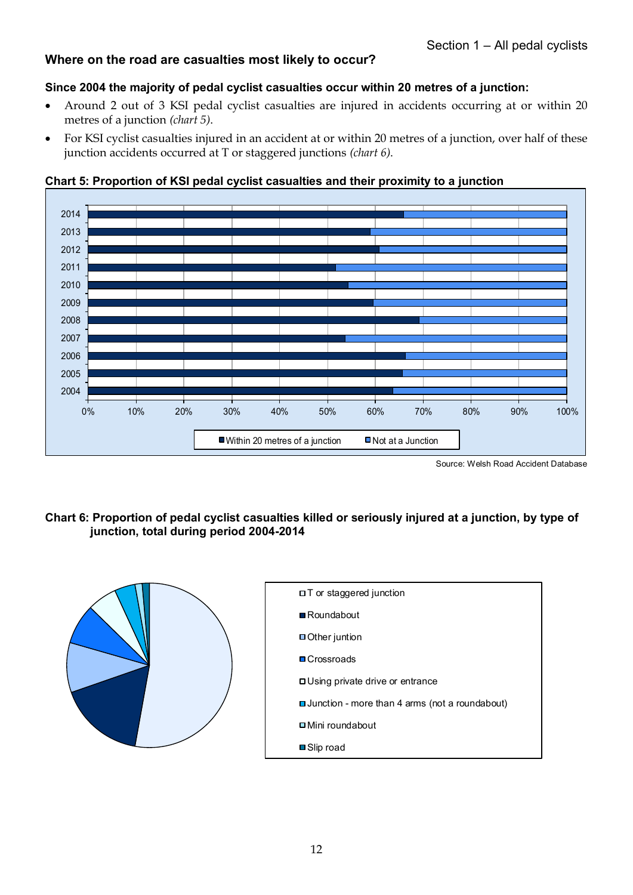## Where on the road are casualties most likely to occur?

**Since 2004 the majority of pedal cyclist casualties occur within 20 metres of a junction:**

- Around 2 out of 3 KSI pedal cyclist casualties are injured in accidents occurring at or within 20 metres of a junction *(chart 5)*.
- For KSI cyclist casualties injured in an accident at or within 20 metres of a junction, over half of these junction accidents occurred at T or staggered junctions *(chart 6)*.

**Chart 5: Proportion of KSI pedal cyclist casualties and their proximity to a junction**

Legend: Within 20 metres of a junction; Not at a Junction

Years: 2004–2014; Axis: 0% to 100%

Source: Welsh Road Accident Database

**Chart 6: Proportion of pedal cyclist casualties killed or seriously injured at a junction, by type of junction, total during period 2004-2014**

Legend:
- T or staggered junction
- Roundabout
- Other juntion
- Crossroads
- Using private drive or entrance
- Junction - more than 4 arms (not a roundabout)
- Mini roundabout
- Slip road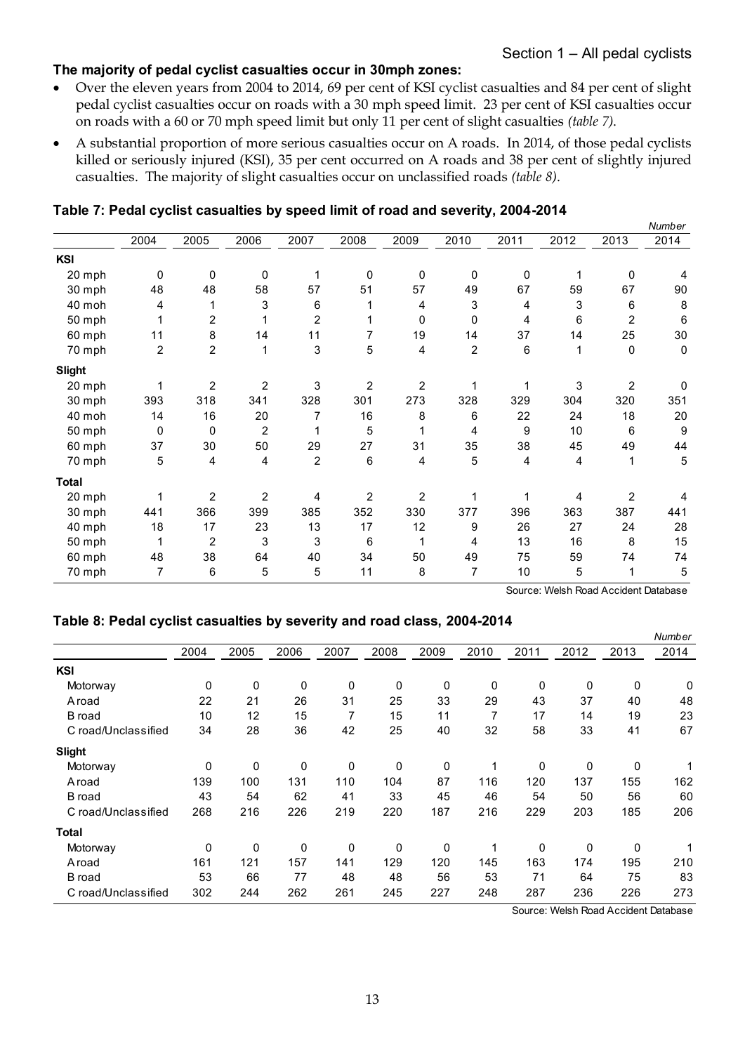**The majority of pedal cyclist casualties occur in 30mph zones:**

- Over the eleven years from 2004 to 2014, 69 per cent of KSI cyclist casualties and 84 per cent of slight pedal cyclist casualties occur on roads with a 30 mph speed limit. 23 per cent of KSI casualties occur on roads with a 60 or 70 mph speed limit but only 11 per cent of slight casualties *(table 7)*.
- A substantial proportion of more serious casualties occur on A roads. In 2014, of those pedal cyclists killed or seriously injured (KSI), 35 per cent occurred on A roads and 38 per cent of slightly injured casualties. The majority of slight casualties occur on unclassified roads *(table 8)*.

### Table 7: Pedal cyclist casualties by speed limit of road and severity, 2004-2014

*Number*

| | 2004 | 2005 | 2006 | 2007 | 2008 | 2009 | 2010 | 2011 | 2012 | 2013 | 2014 |
|---|---|---|---|---|---|---|---|---|---|---|---|
| **KSI** | | | | | | | | | | | |
| 20 mph | 0 | 0 | 0 | 1 | 0 | 0 | 0 | 0 | 1 | 0 | 4 |
| 30 mph | 48 | 48 | 58 | 57 | 51 | 57 | 49 | 67 | 59 | 67 | 90 |
| 40 moh | 4 | 1 | 3 | 6 | 1 | 4 | 3 | 4 | 3 | 6 | 8 |
| 50 mph | 1 | 2 | 1 | 2 | 1 | 0 | 0 | 4 | 6 | 2 | 6 |
| 60 mph | 11 | 8 | 14 | 11 | 7 | 19 | 14 | 37 | 14 | 25 | 30 |
| 70 mph | 2 | 2 | 1 | 3 | 5 | 4 | 2 | 6 | 1 | 0 | 0 |
| **Slight** | | | | | | | | | | | |
| 20 mph | 1 | 2 | 2 | 3 | 2 | 2 | 1 | 1 | 3 | 2 | 0 |
| 30 mph | 393 | 318 | 341 | 328 | 301 | 273 | 328 | 329 | 304 | 320 | 351 |
| 40 moh | 14 | 16 | 20 | 7 | 16 | 8 | 6 | 22 | 24 | 18 | 20 |
| 50 mph | 0 | 0 | 2 | 1 | 5 | 1 | 4 | 9 | 10 | 6 | 9 |
| 60 mph | 37 | 30 | 50 | 29 | 27 | 31 | 35 | 38 | 45 | 49 | 44 |
| 70 mph | 5 | 4 | 4 | 2 | 6 | 4 | 5 | 4 | 4 | 1 | 5 |
| **Total** | | | | | | | | | | | |
| 20 mph | 1 | 2 | 2 | 4 | 2 | 2 | 1 | 1 | 4 | 2 | 4 |
| 30 mph | 441 | 366 | 399 | 385 | 352 | 330 | 377 | 396 | 363 | 387 | 441 |
| 40 moh | 18 | 17 | 23 | 13 | 17 | 12 | 9 | 26 | 27 | 24 | 28 |
| 50 mph | 1 | 2 | 3 | 3 | 6 | 1 | 4 | 13 | 16 | 8 | 15 |
| 60 mph | 48 | 38 | 64 | 40 | 34 | 50 | 49 | 75 | 59 | 74 | 74 |
| 70 mph | 7 | 6 | 5 | 5 | 11 | 8 | 7 | 10 | 5 | 1 | 5 |

Source: Welsh Road Accident Database

### Table 8: Pedal cyclist casualties by severity and road class, 2004-2014

*Number*

| | 2004 | 2005 | 2006 | 2007 | 2008 | 2009 | 2010 | 2011 | 2012 | 2013 | 2014 |
|---|---|---|---|---|---|---|---|---|---|---|---|
| **KSI** | | | | | | | | | | | |
| Motorway | 0 | 0 | 0 | 0 | 0 | 0 | 0 | 0 | 0 | 0 | 0 |
| A road | 22 | 21 | 26 | 31 | 25 | 33 | 29 | 43 | 37 | 40 | 48 |
| B road | 10 | 12 | 15 | 7 | 15 | 11 | 7 | 17 | 14 | 19 | 23 |
| C road/Unclassified | 34 | 28 | 36 | 42 | 25 | 40 | 32 | 58 | 33 | 41 | 67 |
| **Slight** | | | | | | | | | | | |
| Motorway | 0 | 0 | 0 | 0 | 0 | 0 | 1 | 0 | 0 | 0 | 1 |
| A road | 139 | 100 | 131 | 110 | 104 | 87 | 116 | 120 | 137 | 155 | 162 |
| B road | 43 | 54 | 62 | 41 | 33 | 45 | 46 | 54 | 50 | 56 | 60 |
| C road/Unclassified | 268 | 216 | 226 | 219 | 220 | 187 | 216 | 229 | 203 | 185 | 206 |
| **Total** | | | | | | | | | | | |
| Motorway | 0 | 0 | 0 | 0 | 0 | 0 | 1 | 0 | 0 | 0 | 1 |
| A road | 161 | 121 | 157 | 141 | 129 | 120 | 145 | 163 | 174 | 195 | 210 |
| B road | 53 | 66 | 77 | 48 | 48 | 56 | 53 | 71 | 64 | 75 | 83 |
| C road/Unclassified | 302 | 244 | 262 | 261 | 245 | 227 | 248 | 287 | 236 | 226 | 273 |

Source: Welsh Road Accident Database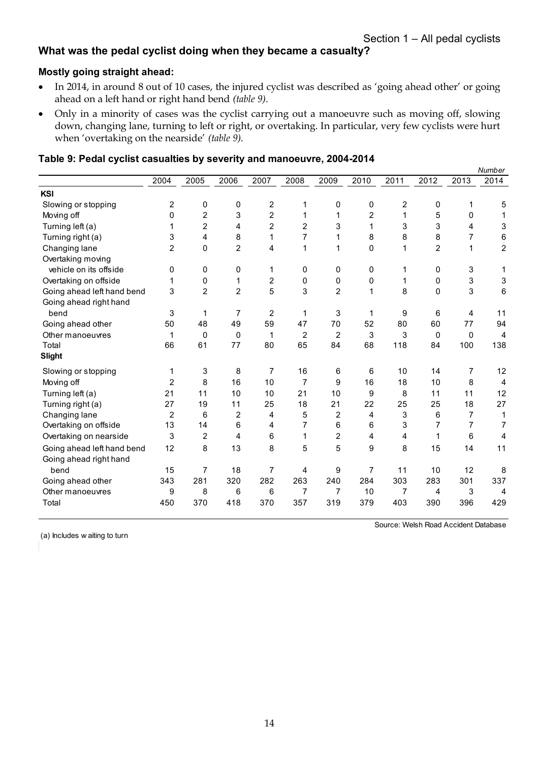## What was the pedal cyclist doing when they became a casualty?

### Mostly going straight ahead:

- In 2014, in around 8 out of 10 cases, the injured cyclist was described as 'going ahead other' or going ahead on a left hand or right hand bend *(table 9)*.
- Only in a minority of cases was the cyclist carrying out a manoeuvre such as moving off, slowing down, changing lane, turning to left or right, or overtaking. In particular, very few cyclists were hurt when 'overtaking on the nearside' *(table 9)*.

### Table 9: Pedal cyclist casualties by severity and manoeuvre, 2004-2014

*Number*

| | 2004 | 2005 | 2006 | 2007 | 2008 | 2009 | 2010 | 2011 | 2012 | 2013 | 2014 |
|---|---|---|---|---|---|---|---|---|---|---|---|
| **KSI** | | | | | | | | | | | |
| Slowing or stopping | 2 | 0 | 0 | 2 | 1 | 0 | 0 | 2 | 0 | 1 | 5 |
| Moving off | 0 | 2 | 3 | 2 | 1 | 1 | 2 | 1 | 5 | 0 | 1 |
| Turning left (a) | 1 | 2 | 4 | 2 | 2 | 3 | 1 | 3 | 3 | 4 | 3 |
| Turning right (a) | 3 | 4 | 8 | 1 | 7 | 1 | 8 | 8 | 8 | 7 | 6 |
| Changing lane | 2 | 0 | 2 | 4 | 1 | 1 | 0 | 1 | 2 | 1 | 2 |
| Overtaking moving vehicle on its offside | 0 | 0 | 0 | 1 | 0 | 0 | 0 | 1 | 0 | 3 | 1 |
| Overtaking on offside | 1 | 0 | 1 | 2 | 0 | 0 | 0 | 1 | 0 | 3 | 3 |
| Going ahead left hand bend | 3 | 2 | 2 | 5 | 3 | 2 | 1 | 8 | 0 | 3 | 6 |
| Going ahead right hand bend | 3 | 1 | 7 | 2 | 1 | 3 | 1 | 9 | 6 | 4 | 11 |
| Going ahead other | 50 | 48 | 49 | 59 | 47 | 70 | 52 | 80 | 60 | 77 | 94 |
| Other manoeuvres | 1 | 0 | 0 | 1 | 2 | 2 | 3 | 3 | 0 | 0 | 4 |
| Total | 66 | 61 | 77 | 80 | 65 | 84 | 68 | 118 | 84 | 100 | 138 |
| **Slight** | | | | | | | | | | | |
| Slowing or stopping | 1 | 3 | 8 | 7 | 16 | 6 | 6 | 10 | 14 | 7 | 12 |
| Moving off | 2 | 8 | 16 | 10 | 7 | 9 | 16 | 18 | 10 | 8 | 4 |
| Turning left (a) | 21 | 11 | 10 | 10 | 21 | 10 | 9 | 8 | 11 | 11 | 12 |
| Turning right (a) | 27 | 19 | 11 | 25 | 18 | 21 | 22 | 25 | 25 | 18 | 27 |
| Changing lane | 2 | 6 | 2 | 4 | 5 | 2 | 4 | 3 | 6 | 7 | 1 |
| Overtaking on offside | 13 | 14 | 6 | 4 | 7 | 6 | 6 | 3 | 7 | 7 | 7 |
| Overtaking on nearside | 3 | 2 | 4 | 6 | 1 | 2 | 4 | 4 | 1 | 6 | 4 |
| Going ahead left hand bend | 12 | 8 | 13 | 8 | 5 | 5 | 9 | 8 | 15 | 14 | 11 |
| Going ahead right hand bend | 15 | 7 | 18 | 7 | 4 | 9 | 7 | 11 | 10 | 12 | 8 |
| Going ahead other | 343 | 281 | 320 | 282 | 263 | 240 | 284 | 303 | 283 | 301 | 337 |
| Other manoeuvres | 9 | 8 | 6 | 6 | 7 | 7 | 10 | 7 | 4 | 3 | 4 |
| Total | 450 | 370 | 418 | 370 | 357 | 319 | 379 | 403 | 390 | 396 | 429 |

Source: Welsh Road Accident Database

(a) Includes waiting to turn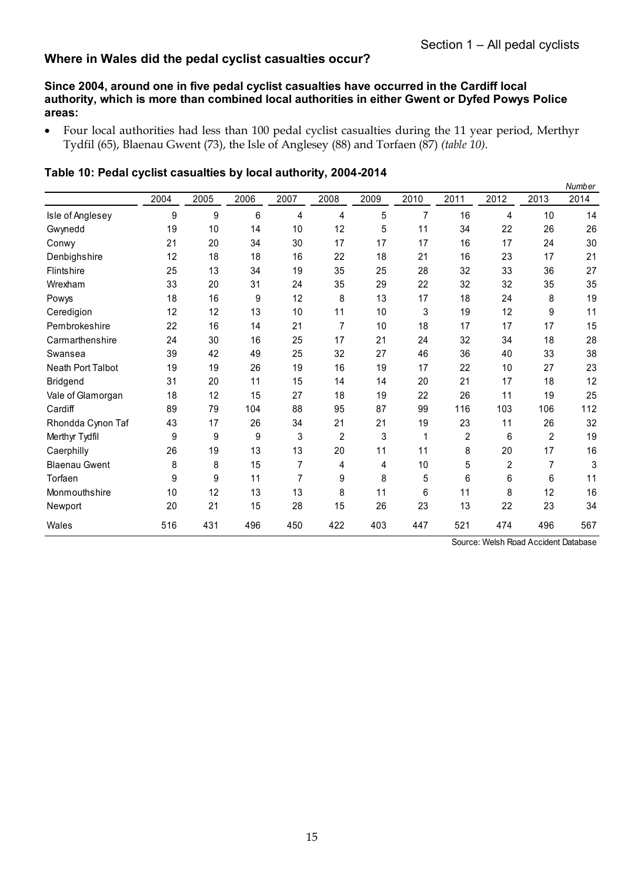## Where in Wales did the pedal cyclist casualties occur?

**Since 2004, around one in five pedal cyclist casualties have occurred in the Cardiff local authority, which is more than combined local authorities in either Gwent or Dyfed Powys Police areas:**

- Four local authorities had less than 100 pedal cyclist casualties during the 11 year period, Merthyr Tydfil (65), Blaenau Gwent (73), the Isle of Anglesey (88) and Torfaen (87) *(table 10)*.

### Table 10: Pedal cyclist casualties by local authority, 2004-2014

*Number*

| | 2004 | 2005 | 2006 | 2007 | 2008 | 2009 | 2010 | 2011 | 2012 | 2013 | 2014 |
|---|---|---|---|---|---|---|---|---|---|---|---|
| Isle of Anglesey | 9 | 9 | 6 | 4 | 4 | 5 | 7 | 16 | 4 | 10 | 14 |
| Gwynedd | 19 | 10 | 14 | 10 | 12 | 5 | 11 | 34 | 22 | 26 | 26 |
| Conwy | 21 | 20 | 34 | 30 | 17 | 17 | 17 | 16 | 17 | 24 | 30 |
| Denbighshire | 12 | 18 | 18 | 16 | 22 | 18 | 21 | 16 | 23 | 17 | 21 |
| Flintshire | 25 | 13 | 34 | 19 | 35 | 25 | 28 | 32 | 33 | 36 | 27 |
| Wrexham | 33 | 20 | 31 | 24 | 35 | 29 | 22 | 32 | 32 | 35 | 35 |
| Powys | 18 | 16 | 9 | 12 | 8 | 13 | 17 | 18 | 24 | 8 | 19 |
| Ceredigion | 12 | 12 | 13 | 10 | 11 | 10 | 3 | 19 | 12 | 9 | 11 |
| Pembrokeshire | 22 | 16 | 14 | 21 | 7 | 10 | 18 | 17 | 17 | 17 | 15 |
| Carmarthenshire | 24 | 30 | 16 | 25 | 17 | 21 | 24 | 32 | 34 | 18 | 28 |
| Swansea | 39 | 42 | 49 | 25 | 32 | 27 | 46 | 36 | 40 | 33 | 38 |
| Neath Port Talbot | 19 | 19 | 26 | 19 | 16 | 19 | 17 | 22 | 10 | 27 | 23 |
| Bridgend | 31 | 20 | 11 | 15 | 14 | 14 | 20 | 21 | 17 | 18 | 12 |
| Vale of Glamorgan | 18 | 12 | 15 | 27 | 18 | 19 | 22 | 26 | 11 | 19 | 25 |
| Cardiff | 89 | 79 | 104 | 88 | 95 | 87 | 99 | 116 | 103 | 106 | 112 |
| Rhondda Cynon Taf | 43 | 17 | 26 | 34 | 21 | 21 | 19 | 23 | 11 | 26 | 32 |
| Merthyr Tydfil | 9 | 9 | 9 | 3 | 2 | 3 | 1 | 2 | 6 | 2 | 19 |
| Caerphilly | 26 | 19 | 13 | 13 | 20 | 11 | 11 | 8 | 20 | 17 | 16 |
| Blaenau Gwent | 8 | 8 | 15 | 7 | 4 | 4 | 10 | 5 | 2 | 7 | 3 |
| Torfaen | 9 | 9 | 11 | 7 | 9 | 8 | 5 | 6 | 6 | 6 | 11 |
| Monmouthshire | 10 | 12 | 13 | 13 | 8 | 11 | 6 | 11 | 8 | 12 | 16 |
| Newport | 20 | 21 | 15 | 28 | 15 | 26 | 23 | 13 | 22 | 23 | 34 |
| Wales | 516 | 431 | 496 | 450 | 422 | 403 | 447 | 521 | 474 | 496 | 567 |

Source: Welsh Road Accident Database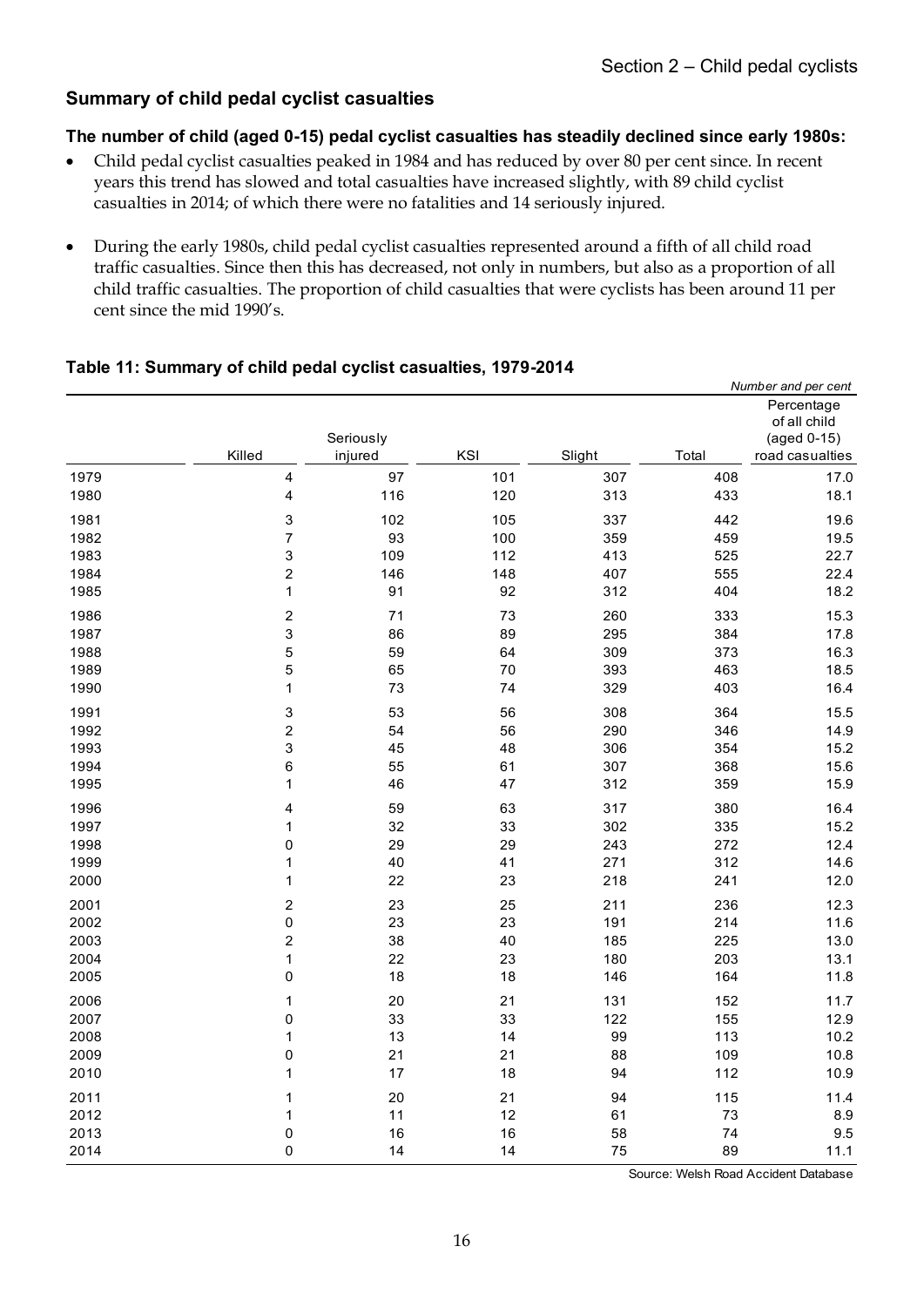## Summary of child pedal cyclist casualties

**The number of child (aged 0-15) pedal cyclist casualties has steadily declined since early 1980s:**

- Child pedal cyclist casualties peaked in 1984 and has reduced by over 80 per cent since. In recent years this trend has slowed and total casualties have increased slightly, with 89 child cyclist casualties in 2014; of which there were no fatalities and 14 seriously injured.
- During the early 1980s, child pedal cyclist casualties represented around a fifth of all child road traffic casualties. Since then this has decreased, not only in numbers, but also as a proportion of all child traffic casualties. The proportion of child casualties that were cyclists has been around 11 per cent since the mid 1990's.

### Table 11: Summary of child pedal cyclist casualties, 1979-2014

*Number and per cent*

| | Killed | Seriously injured | KSI | Slight | Total | Percentage of all child (aged 0-15) road casualties |
|---|---|---|---|---|---|---|
| 1979 | 4 | 97 | 101 | 307 | 408 | 17.0 |
| 1980 | 4 | 116 | 120 | 313 | 433 | 18.1 |
| 1981 | 3 | 102 | 105 | 337 | 442 | 19.6 |
| 1982 | 7 | 93 | 100 | 359 | 459 | 19.5 |
| 1983 | 3 | 109 | 112 | 413 | 525 | 22.7 |
| 1984 | 2 | 146 | 148 | 407 | 555 | 22.4 |
| 1985 | 1 | 91 | 92 | 312 | 404 | 18.2 |
| 1986 | 2 | 71 | 73 | 260 | 333 | 15.3 |
| 1987 | 3 | 86 | 89 | 295 | 384 | 17.8 |
| 1988 | 5 | 59 | 64 | 309 | 373 | 16.3 |
| 1989 | 5 | 65 | 70 | 393 | 463 | 18.5 |
| 1990 | 1 | 73 | 74 | 329 | 403 | 16.4 |
| 1991 | 3 | 53 | 56 | 308 | 364 | 15.5 |
| 1992 | 2 | 54 | 56 | 290 | 346 | 14.9 |
| 1993 | 3 | 45 | 48 | 306 | 354 | 15.2 |
| 1994 | 6 | 55 | 61 | 307 | 368 | 15.6 |
| 1995 | 1 | 46 | 47 | 312 | 359 | 15.9 |
| 1996 | 4 | 59 | 63 | 317 | 380 | 16.4 |
| 1997 | 1 | 32 | 33 | 302 | 335 | 15.2 |
| 1998 | 0 | 29 | 29 | 243 | 272 | 12.4 |
| 1999 | 1 | 40 | 41 | 271 | 312 | 14.6 |
| 2000 | 1 | 22 | 23 | 218 | 241 | 12.0 |
| 2001 | 2 | 23 | 25 | 211 | 236 | 12.3 |
| 2002 | 0 | 23 | 23 | 191 | 214 | 11.6 |
| 2003 | 2 | 38 | 40 | 185 | 225 | 13.0 |
| 2004 | 1 | 22 | 23 | 180 | 203 | 13.1 |
| 2005 | 0 | 18 | 18 | 146 | 164 | 11.8 |
| 2006 | 1 | 20 | 21 | 131 | 152 | 11.7 |
| 2007 | 0 | 33 | 33 | 122 | 155 | 12.9 |
| 2008 | 1 | 13 | 14 | 99 | 113 | 10.2 |
| 2009 | 0 | 21 | 21 | 88 | 109 | 10.8 |
| 2010 | 1 | 17 | 18 | 94 | 112 | 10.9 |
| 2011 | 1 | 20 | 21 | 94 | 115 | 11.4 |
| 2012 | 1 | 11 | 12 | 61 | 73 | 8.9 |
| 2013 | 0 | 16 | 16 | 58 | 74 | 9.5 |
| 2014 | 0 | 14 | 14 | 75 | 89 | 11.1 |

Source: Welsh Road Accident Database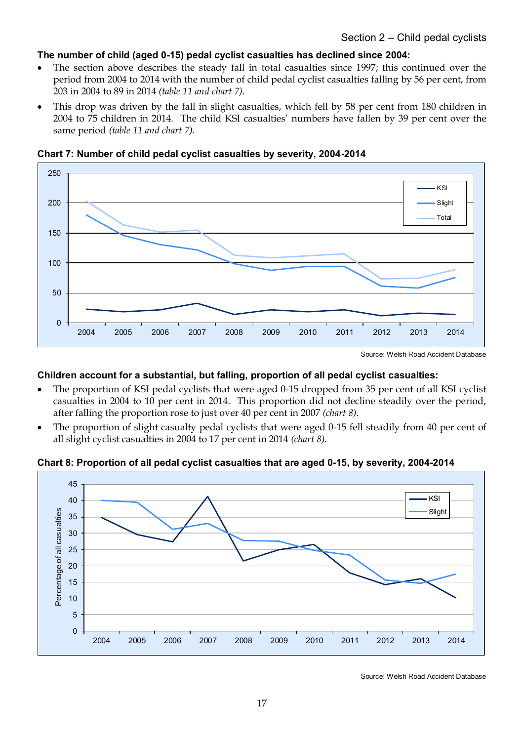**The number of child (aged 0-15) pedal cyclist casualties has declined since 2004:**

- The section above describes the steady fall in total casualties since 1997; this continued over the period from 2004 to 2014 with the number of child pedal cyclist casualties falling by 56 per cent, from 203 in 2004 to 89 in 2014 *(table 11 and chart 7)*.
- This drop was driven by the fall in slight casualties, which fell by 58 per cent from 180 children in 2004 to 75 children in 2014. The child KSI casualties' numbers have fallen by 39 per cent over the same period *(table 11 and chart 7)*.

**Chart 7: Number of child pedal cyclist casualties by severity, 2004-2014**

Source: Welsh Road Accident Database

**Children account for a substantial, but falling, proportion of all pedal cyclist casualties:**

- The proportion of KSI pedal cyclists that were aged 0-15 dropped from 35 per cent of all KSI cyclist casualties in 2004 to 10 per cent in 2014. This proportion did not decline steadily over the period, after falling the proportion rose to just over 40 per cent in 2007 *(chart 8)*.
- The proportion of slight casualty pedal cyclists that were aged 0-15 fell steadily from 40 per cent of all slight cyclist casualties in 2004 to 17 per cent in 2014 *(chart 8)*.

**Chart 8: Proportion of all pedal cyclist casualties that are aged 0-15, by severity, 2004-2014**

Source: Welsh Road Accident Database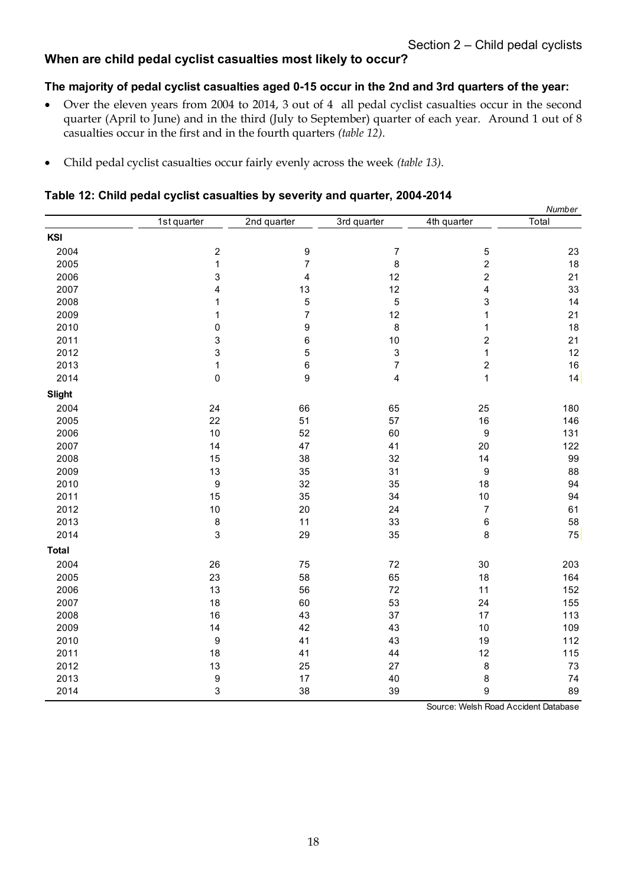## When are child pedal cyclist casualties most likely to occur?

### The majority of pedal cyclist casualties aged 0-15 occur in the 2nd and 3rd quarters of the year:

- Over the eleven years from 2004 to 2014, 3 out of 4 all pedal cyclist casualties occur in the second quarter (April to June) and in the third (July to September) quarter of each year. Around 1 out of 8 casualties occur in the first and in the fourth quarters *(table 12)*.
- Child pedal cyclist casualties occur fairly evenly across the week *(table 13)*.

### Table 12: Child pedal cyclist casualties by severity and quarter, 2004-2014

*Number*

| | 1st quarter | 2nd quarter | 3rd quarter | 4th quarter | Total |
|---|---|---|---|---|---|
| **KSI** | | | | | |
| 2004 | 2 | 9 | 7 | 5 | 23 |
| 2005 | 1 | 7 | 8 | 2 | 18 |
| 2006 | 3 | 4 | 12 | 2 | 21 |
| 2007 | 4 | 13 | 12 | 4 | 33 |
| 2008 | 1 | 5 | 5 | 3 | 14 |
| 2009 | 1 | 7 | 12 | 1 | 21 |
| 2010 | 0 | 9 | 8 | 1 | 18 |
| 2011 | 3 | 6 | 10 | 2 | 21 |
| 2012 | 3 | 5 | 3 | 1 | 12 |
| 2013 | 1 | 6 | 7 | 2 | 16 |
| 2014 | 0 | 9 | 4 | 1 | 14 |
| **Slight** | | | | | |
| 2004 | 24 | 66 | 65 | 25 | 180 |
| 2005 | 22 | 51 | 57 | 16 | 146 |
| 2006 | 10 | 52 | 60 | 9 | 131 |
| 2007 | 14 | 47 | 41 | 20 | 122 |
| 2008 | 15 | 38 | 32 | 14 | 99 |
| 2009 | 13 | 35 | 31 | 9 | 88 |
| 2010 | 9 | 32 | 35 | 18 | 94 |
| 2011 | 15 | 35 | 34 | 10 | 94 |
| 2012 | 10 | 20 | 24 | 7 | 61 |
| 2013 | 8 | 11 | 33 | 6 | 58 |
| 2014 | 3 | 29 | 35 | 8 | 75 |
| **Total** | | | | | |
| 2004 | 26 | 75 | 72 | 30 | 203 |
| 2005 | 23 | 58 | 65 | 18 | 164 |
| 2006 | 13 | 56 | 72 | 11 | 152 |
| 2007 | 18 | 60 | 53 | 24 | 155 |
| 2008 | 16 | 43 | 37 | 17 | 113 |
| 2009 | 14 | 42 | 43 | 10 | 109 |
| 2010 | 9 | 41 | 43 | 19 | 112 |
| 2011 | 18 | 41 | 44 | 12 | 115 |
| 2012 | 13 | 25 | 27 | 8 | 73 |
| 2013 | 9 | 17 | 40 | 8 | 74 |
| 2014 | 3 | 38 | 39 | 9 | 89 |

Source: Welsh Road Accident Database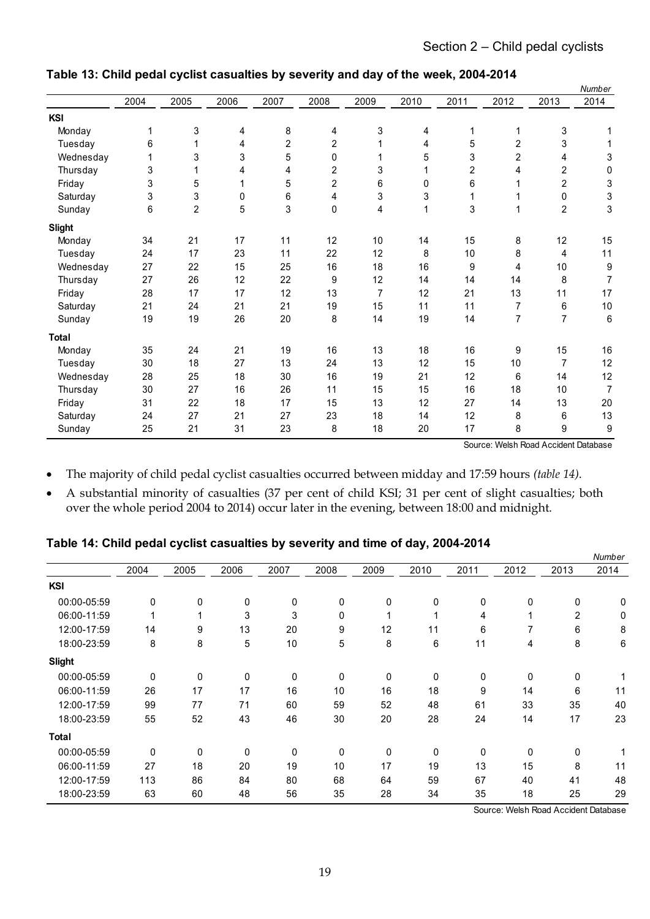### Table 13: Child pedal cyclist casualties by severity and day of the week, 2004-2014

*Number*

| | 2004 | 2005 | 2006 | 2007 | 2008 | 2009 | 2010 | 2011 | 2012 | 2013 | 2014 |
|---|---|---|---|---|---|---|---|---|---|---|---|
| **KSI** | | | | | | | | | | | |
| Monday | 1 | 3 | 4 | 8 | 4 | 3 | 4 | 1 | 1 | 3 | 1 |
| Tuesday | 6 | 1 | 4 | 2 | 2 | 1 | 4 | 5 | 2 | 3 | 1 |
| Wednesday | 1 | 3 | 3 | 5 | 0 | 1 | 5 | 3 | 2 | 4 | 3 |
| Thursday | 3 | 1 | 4 | 4 | 2 | 3 | 1 | 2 | 4 | 2 | 0 |
| Friday | 3 | 5 | 1 | 5 | 2 | 6 | 0 | 6 | 1 | 2 | 3 |
| Saturday | 3 | 3 | 0 | 6 | 4 | 3 | 3 | 1 | 1 | 0 | 3 |
| Sunday | 6 | 2 | 5 | 3 | 0 | 4 | 1 | 3 | 1 | 2 | 3 |
| **Slight** | | | | | | | | | | | |
| Monday | 34 | 21 | 17 | 11 | 12 | 10 | 14 | 15 | 8 | 12 | 15 |
| Tuesday | 24 | 17 | 23 | 11 | 22 | 12 | 8 | 10 | 8 | 4 | 11 |
| Wednesday | 27 | 22 | 15 | 25 | 16 | 18 | 16 | 9 | 4 | 10 | 9 |
| Thursday | 27 | 26 | 12 | 22 | 9 | 12 | 14 | 14 | 14 | 8 | 7 |
| Friday | 28 | 17 | 17 | 12 | 13 | 7 | 12 | 21 | 13 | 11 | 17 |
| Saturday | 21 | 24 | 21 | 21 | 19 | 15 | 11 | 11 | 7 | 6 | 10 |
| Sunday | 19 | 19 | 26 | 20 | 8 | 14 | 19 | 14 | 7 | 7 | 6 |
| **Total** | | | | | | | | | | | |
| Monday | 35 | 24 | 21 | 19 | 16 | 13 | 18 | 16 | 9 | 15 | 16 |
| Tuesday | 30 | 18 | 27 | 13 | 24 | 13 | 12 | 15 | 10 | 7 | 12 |
| Wednesday | 28 | 25 | 18 | 30 | 16 | 19 | 21 | 12 | 6 | 14 | 12 |
| Thursday | 30 | 27 | 16 | 26 | 11 | 15 | 15 | 16 | 18 | 10 | 7 |
| Friday | 31 | 22 | 18 | 17 | 15 | 13 | 12 | 27 | 14 | 13 | 20 |
| Saturday | 24 | 27 | 21 | 27 | 23 | 18 | 14 | 12 | 8 | 6 | 13 |
| Sunday | 25 | 21 | 31 | 23 | 8 | 18 | 20 | 17 | 8 | 9 | 9 |

Source: Welsh Road Accident Database

- The majority of child pedal cyclist casualties occurred between midday and 17:59 hours *(table 14)*.
- A substantial minority of casualties (37 per cent of child KSI; 31 per cent of slight casualties; both over the whole period 2004 to 2014) occur later in the evening, between 18:00 and midnight.

### Table 14: Child pedal cyclist casualties by severity and time of day, 2004-2014

*Number*

| | 2004 | 2005 | 2006 | 2007 | 2008 | 2009 | 2010 | 2011 | 2012 | 2013 | 2014 |
|---|---|---|---|---|---|---|---|---|---|---|---|
| **KSI** | | | | | | | | | | | |
| 00:00-05:59 | 0 | 0 | 0 | 0 | 0 | 0 | 0 | 0 | 0 | 0 | 0 |
| 06:00-11:59 | 1 | 1 | 3 | 3 | 0 | 1 | 1 | 4 | 1 | 2 | 0 |
| 12:00-17:59 | 14 | 9 | 13 | 20 | 9 | 12 | 11 | 6 | 7 | 6 | 8 |
| 18:00-23:59 | 8 | 8 | 5 | 10 | 5 | 8 | 6 | 11 | 4 | 8 | 6 |
| **Slight** | | | | | | | | | | | |
| 00:00-05:59 | 0 | 0 | 0 | 0 | 0 | 0 | 0 | 0 | 0 | 0 | 1 |
| 06:00-11:59 | 26 | 17 | 17 | 16 | 10 | 16 | 18 | 9 | 14 | 6 | 11 |
| 12:00-17:59 | 99 | 77 | 71 | 60 | 59 | 52 | 48 | 61 | 33 | 35 | 40 |
| 18:00-23:59 | 55 | 52 | 43 | 46 | 30 | 20 | 28 | 24 | 14 | 17 | 23 |
| **Total** | | | | | | | | | | | |
| 00:00-05:59 | 0 | 0 | 0 | 0 | 0 | 0 | 0 | 0 | 0 | 0 | 1 |
| 06:00-11:59 | 27 | 18 | 20 | 19 | 10 | 17 | 19 | 13 | 15 | 8 | 11 |
| 12:00-17:59 | 113 | 86 | 84 | 80 | 68 | 64 | 59 | 67 | 40 | 41 | 48 |
| 18:00-23:59 | 63 | 60 | 48 | 56 | 35 | 28 | 34 | 35 | 18 | 25 | 29 |

Source: Welsh Road Accident Database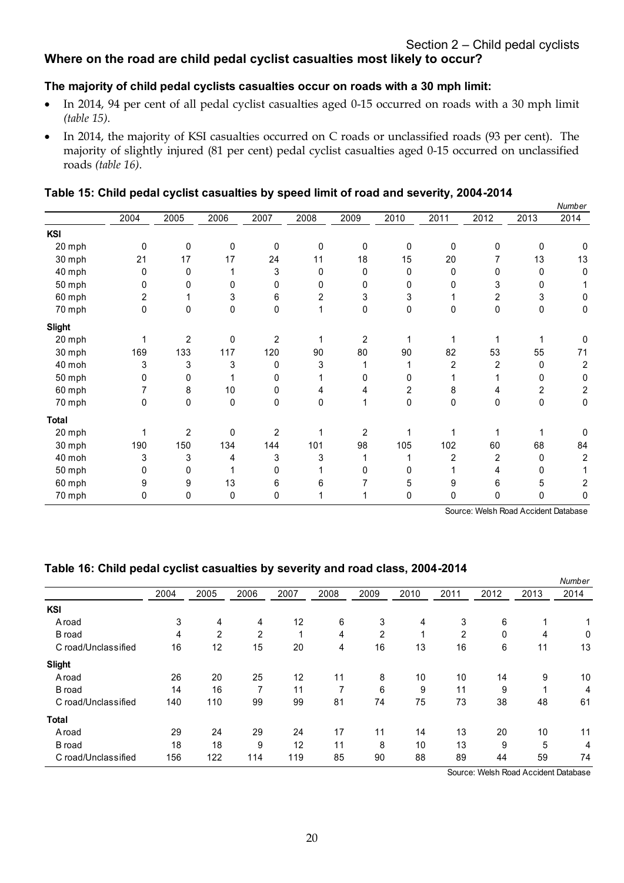## Where on the road are child pedal cyclist casualties most likely to occur?

**The majority of child pedal cyclists casualties occur on roads with a 30 mph limit:**

- In 2014, 94 per cent of all pedal cyclist casualties aged 0-15 occurred on roads with a 30 mph limit *(table 15)*.
- In 2014, the majority of KSI casualties occurred on C roads or unclassified roads (93 per cent). The majority of slightly injured (81 per cent) pedal cyclist casualties aged 0-15 occurred on unclassified roads *(table 16)*.

**Table 15: Child pedal cyclist casualties by speed limit of road and severity, 2004-2014**

*Number*

| | 2004 | 2005 | 2006 | 2007 | 2008 | 2009 | 2010 | 2011 | 2012 | 2013 | 2014 |
|---|---|---|---|---|---|---|---|---|---|---|---|
| **KSI** | | | | | | | | | | | |
| 20 mph | 0 | 0 | 0 | 0 | 0 | 0 | 0 | 0 | 0 | 0 | 0 |
| 30 mph | 21 | 17 | 17 | 24 | 11 | 18 | 15 | 20 | 7 | 13 | 13 |
| 40 mph | 0 | 0 | 1 | 3 | 0 | 0 | 0 | 0 | 0 | 0 | 0 |
| 50 mph | 0 | 0 | 0 | 0 | 0 | 0 | 0 | 0 | 3 | 0 | 1 |
| 60 mph | 2 | 1 | 3 | 6 | 2 | 3 | 3 | 1 | 2 | 3 | 0 |
| 70 mph | 0 | 0 | 0 | 0 | 1 | 0 | 0 | 0 | 0 | 0 | 0 |
| **Slight** | | | | | | | | | | | |
| 20 mph | 1 | 2 | 0 | 2 | 1 | 2 | 1 | 1 | 1 | 1 | 0 |
| 30 mph | 169 | 133 | 117 | 120 | 90 | 80 | 90 | 82 | 53 | 55 | 71 |
| 40 moh | 3 | 3 | 3 | 0 | 3 | 1 | 1 | 2 | 2 | 0 | 2 |
| 50 mph | 0 | 0 | 1 | 0 | 1 | 0 | 0 | 1 | 1 | 0 | 0 |
| 60 mph | 7 | 8 | 10 | 0 | 4 | 4 | 2 | 8 | 4 | 2 | 2 |
| 70 mph | 0 | 0 | 0 | 0 | 0 | 1 | 0 | 0 | 0 | 0 | 0 |
| **Total** | | | | | | | | | | | |
| 20 mph | 1 | 2 | 0 | 2 | 1 | 2 | 1 | 1 | 1 | 1 | 0 |
| 30 mph | 190 | 150 | 134 | 144 | 101 | 98 | 105 | 102 | 60 | 68 | 84 |
| 40 moh | 3 | 3 | 4 | 3 | 3 | 1 | 1 | 2 | 2 | 0 | 2 |
| 50 mph | 0 | 0 | 1 | 0 | 1 | 0 | 0 | 1 | 4 | 0 | 1 |
| 60 mph | 9 | 9 | 13 | 6 | 6 | 7 | 5 | 9 | 6 | 5 | 2 |
| 70 mph | 0 | 0 | 0 | 0 | 1 | 1 | 0 | 0 | 0 | 0 | 0 |

Source: Welsh Road Accident Database

**Table 16: Child pedal cyclist casualties by severity and road class, 2004-2014**

*Number*

| | 2004 | 2005 | 2006 | 2007 | 2008 | 2009 | 2010 | 2011 | 2012 | 2013 | 2014 |
|---|---|---|---|---|---|---|---|---|---|---|---|
| **KSI** | | | | | | | | | | | |
| A road | 3 | 4 | 4 | 12 | 6 | 3 | 4 | 3 | 6 | 1 | 1 |
| B road | 4 | 2 | 2 | 1 | 4 | 2 | 1 | 2 | 0 | 4 | 0 |
| C road/Unclassified | 16 | 12 | 15 | 20 | 4 | 16 | 13 | 16 | 6 | 11 | 13 |
| **Slight** | | | | | | | | | | | |
| A road | 26 | 20 | 25 | 12 | 11 | 8 | 10 | 10 | 14 | 9 | 10 |
| B road | 14 | 16 | 7 | 11 | 7 | 6 | 9 | 11 | 9 | 1 | 4 |
| C road/Unclassified | 140 | 110 | 99 | 99 | 81 | 74 | 75 | 73 | 38 | 48 | 61 |
| **Total** | | | | | | | | | | | |
| A road | 29 | 24 | 29 | 24 | 17 | 11 | 14 | 13 | 20 | 10 | 11 |
| B road | 18 | 18 | 9 | 12 | 11 | 8 | 10 | 13 | 9 | 5 | 4 |
| C road/Unclassified | 156 | 122 | 114 | 119 | 85 | 90 | 88 | 89 | 44 | 59 | 74 |

Source: Welsh Road Accident Database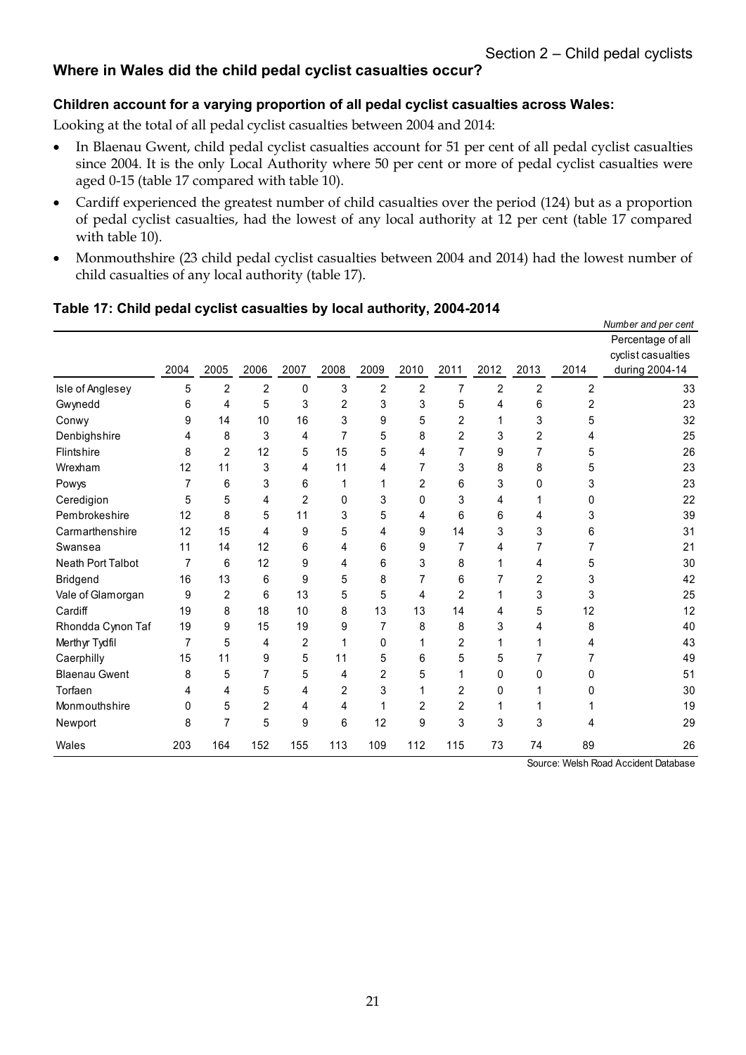## Where in Wales did the child pedal cyclist casualties occur?

### Children account for a varying proportion of all pedal cyclist casualties across Wales:

Looking at the total of all pedal cyclist casualties between 2004 and 2014:

- In Blaenau Gwent, child pedal cyclist casualties account for 51 per cent of all pedal cyclist casualties since 2004. It is the only Local Authority where 50 per cent or more of pedal cyclist casualties were aged 0-15 (table 17 compared with table 10).
- Cardiff experienced the greatest number of child casualties over the period (124) but as a proportion of pedal cyclist casualties, had the lowest of any local authority at 12 per cent (table 17 compared with table 10).
- Monmouthshire (23 child pedal cyclist casualties between 2004 and 2014) had the lowest number of child casualties of any local authority (table 17).

### Table 17: Child pedal cyclist casualties by local authority, 2004-2014

*Number and per cent*

| | 2004 | 2005 | 2006 | 2007 | 2008 | 2009 | 2010 | 2011 | 2012 | 2013 | 2014 | Percentage of all cyclist casualties during 2004-14 |
|---|---|---|---|---|---|---|---|---|---|---|---|---|
| Isle of Anglesey | 5 | 2 | 2 | 0 | 3 | 2 | 2 | 7 | 2 | 2 | 2 | 33 |
| Gwynedd | 6 | 4 | 5 | 3 | 2 | 3 | 3 | 5 | 4 | 6 | 2 | 23 |
| Conwy | 9 | 14 | 10 | 16 | 3 | 9 | 5 | 2 | 1 | 3 | 5 | 32 |
| Denbighshire | 4 | 8 | 3 | 4 | 7 | 5 | 8 | 2 | 3 | 2 | 4 | 25 |
| Flintshire | 8 | 2 | 12 | 5 | 15 | 5 | 4 | 7 | 9 | 7 | 5 | 26 |
| Wrexham | 12 | 11 | 3 | 4 | 11 | 4 | 7 | 3 | 8 | 8 | 5 | 23 |
| Powys | 7 | 6 | 3 | 6 | 1 | 1 | 2 | 6 | 3 | 0 | 3 | 23 |
| Ceredigion | 5 | 5 | 4 | 2 | 0 | 3 | 0 | 3 | 4 | 1 | 0 | 22 |
| Pembrokeshire | 12 | 8 | 5 | 11 | 3 | 5 | 4 | 6 | 6 | 4 | 3 | 39 |
| Carmarthenshire | 12 | 15 | 4 | 9 | 5 | 4 | 9 | 14 | 3 | 3 | 6 | 31 |
| Swansea | 11 | 14 | 12 | 6 | 4 | 6 | 9 | 7 | 4 | 7 | 7 | 21 |
| Neath Port Talbot | 7 | 6 | 12 | 9 | 4 | 6 | 3 | 8 | 1 | 4 | 5 | 30 |
| Bridgend | 16 | 13 | 6 | 9 | 5 | 8 | 7 | 6 | 7 | 2 | 3 | 42 |
| Vale of Glamorgan | 9 | 2 | 6 | 13 | 5 | 5 | 4 | 2 | 1 | 3 | 3 | 25 |
| Cardiff | 19 | 8 | 18 | 10 | 8 | 13 | 13 | 14 | 4 | 5 | 12 | 12 |
| Rhondda Cynon Taf | 19 | 9 | 15 | 19 | 9 | 7 | 8 | 8 | 3 | 4 | 8 | 40 |
| Merthyr Tydfil | 7 | 5 | 4 | 2 | 1 | 0 | 1 | 2 | 1 | 1 | 4 | 43 |
| Caerphilly | 15 | 11 | 9 | 5 | 11 | 5 | 6 | 5 | 5 | 7 | 7 | 49 |
| Blaenau Gwent | 8 | 5 | 7 | 5 | 4 | 2 | 5 | 1 | 0 | 0 | 0 | 51 |
| Torfaen | 4 | 4 | 5 | 4 | 2 | 3 | 1 | 2 | 0 | 1 | 0 | 30 |
| Monmouthshire | 0 | 5 | 2 | 4 | 4 | 1 | 2 | 2 | 1 | 1 | 1 | 19 |
| Newport | 8 | 7 | 5 | 9 | 6 | 12 | 9 | 3 | 3 | 3 | 4 | 29 |
| Wales | 203 | 164 | 152 | 155 | 113 | 109 | 112 | 115 | 73 | 74 | 89 | 26 |

Source: Welsh Road Accident Database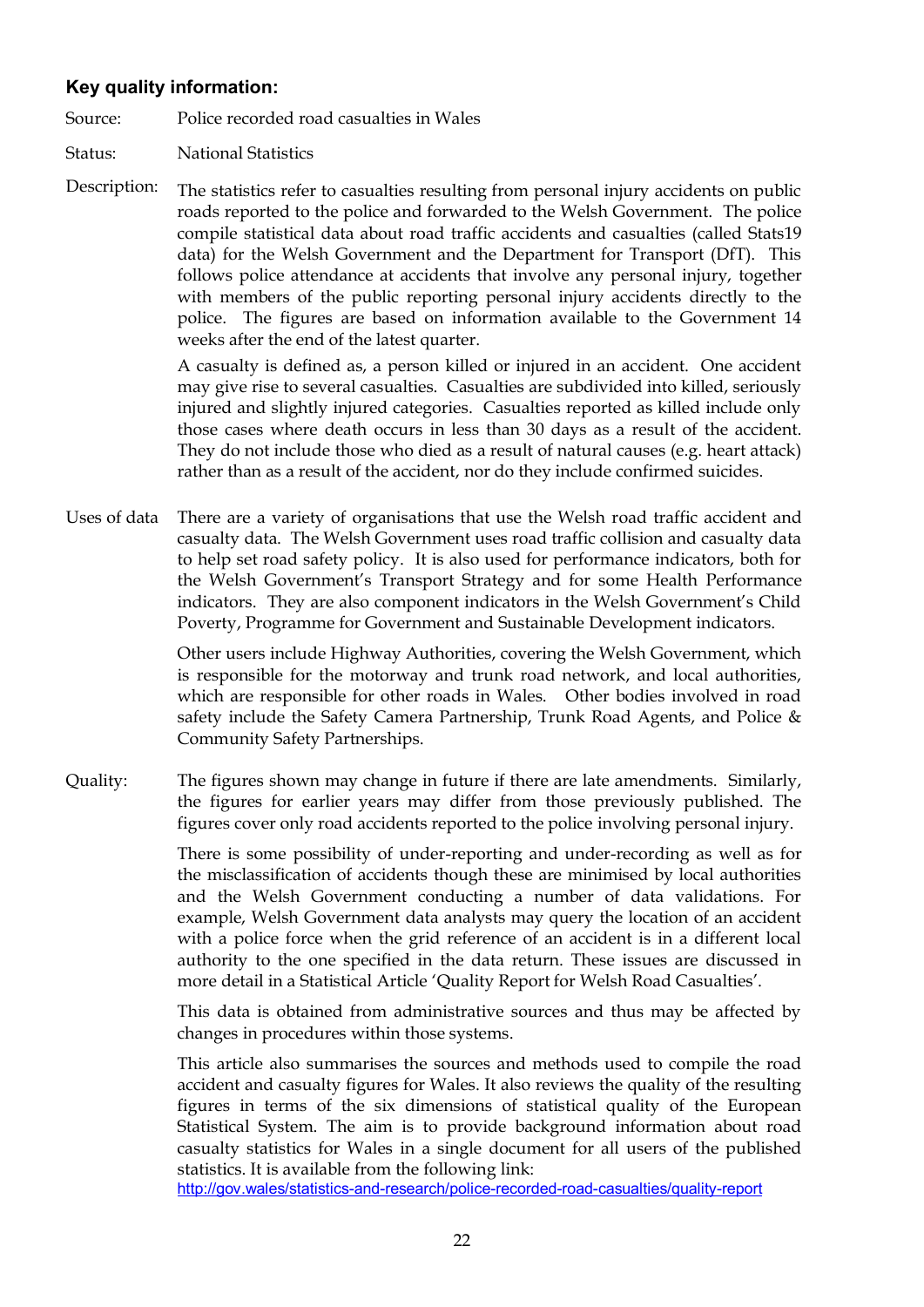## Key quality information:

**Source:** Police recorded road casualties in Wales

**Status:** National Statistics

**Description:** The statistics refer to casualties resulting from personal injury accidents on public roads reported to the police and forwarded to the Welsh Government. The police compile statistical data about road traffic accidents and casualties (called Stats19 data) for the Welsh Government and the Department for Transport (DfT). This follows police attendance at accidents that involve any personal injury, together with members of the public reporting personal injury accidents directly to the police. The figures are based on information available to the Government 14 weeks after the end of the latest quarter.

A casualty is defined as, a person killed or injured in an accident. One accident may give rise to several casualties. Casualties are subdivided into killed, seriously injured and slightly injured categories. Casualties reported as killed include only those cases where death occurs in less than 30 days as a result of the accident. They do not include those who died as a result of natural causes (e.g. heart attack) rather than as a result of the accident, nor do they include confirmed suicides.

**Uses of data** There are a variety of organisations that use the Welsh road traffic accident and casualty data. The Welsh Government uses road traffic collision and casualty data to help set road safety policy. It is also used for performance indicators, both for the Welsh Government's Transport Strategy and for some Health Performance indicators. They are also component indicators in the Welsh Government's Child Poverty, Programme for Government and Sustainable Development indicators.

Other users include Highway Authorities, covering the Welsh Government, which is responsible for the motorway and trunk road network, and local authorities, which are responsible for other roads in Wales. Other bodies involved in road safety include the Safety Camera Partnership, Trunk Road Agents, and Police & Community Safety Partnerships.

**Quality:** The figures shown may change in future if there are late amendments. Similarly, the figures for earlier years may differ from those previously published. The figures cover only road accidents reported to the police involving personal injury.

There is some possibility of under-reporting and under-recording as well as for the misclassification of accidents though these are minimised by local authorities and the Welsh Government conducting a number of data validations. For example, Welsh Government data analysts may query the location of an accident with a police force when the grid reference of an accident is in a different local authority to the one specified in the data return. These issues are discussed in more detail in a Statistical Article 'Quality Report for Welsh Road Casualties'.

This data is obtained from administrative sources and thus may be affected by changes in procedures within those systems.

This article also summarises the sources and methods used to compile the road accident and casualty figures for Wales. It also reviews the quality of the resulting figures in terms of the six dimensions of statistical quality of the European Statistical System. The aim is to provide background information about road casualty statistics for Wales in a single document for all users of the published statistics. It is available from the following link:
http://gov.wales/statistics-and-research/police-recorded-road-casualties/quality-report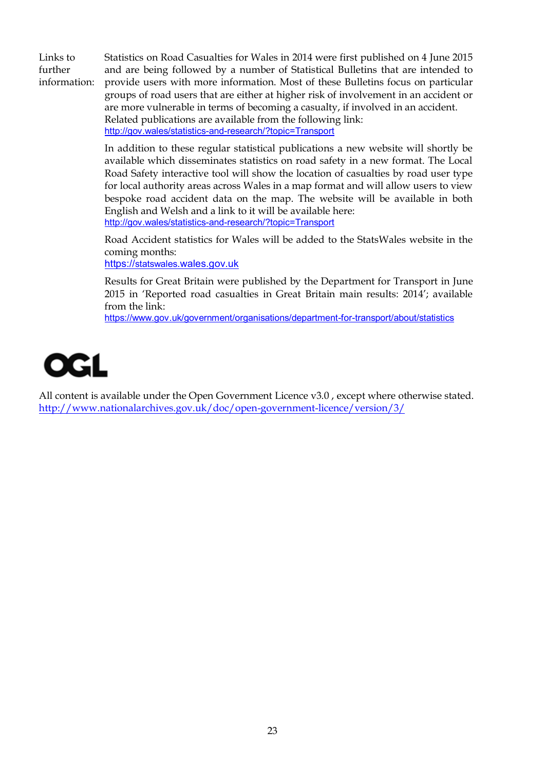**Links to further information:**

Statistics on Road Casualties for Wales in 2014 were first published on 4 June 2015 and are being followed by a number of Statistical Bulletins that are intended to provide users with more information. Most of these Bulletins focus on particular groups of road users that are either at higher risk of involvement in an accident or are more vulnerable in terms of becoming a casualty, if involved in an accident. Related publications are available from the following link:
http://gov.wales/statistics-and-research/?topic=Transport

In addition to these regular statistical publications a new website will shortly be available which disseminates statistics on road safety in a new format. The Local Road Safety interactive tool will show the location of casualties by road user type for local authority areas across Wales in a map format and will allow users to view bespoke road accident data on the map. The website will be available in both English and Welsh and a link to it will be available here:
http://gov.wales/statistics-and-research/?topic=Transport

Road Accident statistics for Wales will be added to the StatsWales website in the coming months:
https://statswales.wales.gov.uk

Results for Great Britain were published by the Department for Transport in June 2015 in 'Reported road casualties in Great Britain main results: 2014'; available from the link:
https://www.gov.uk/government/organisations/department-for-transport/about/statistics

OGL

All content is available under the Open Government Licence v3.0 , except where otherwise stated.
http://www.nationalarchives.gov.uk/doc/open-government-licence/version/3/